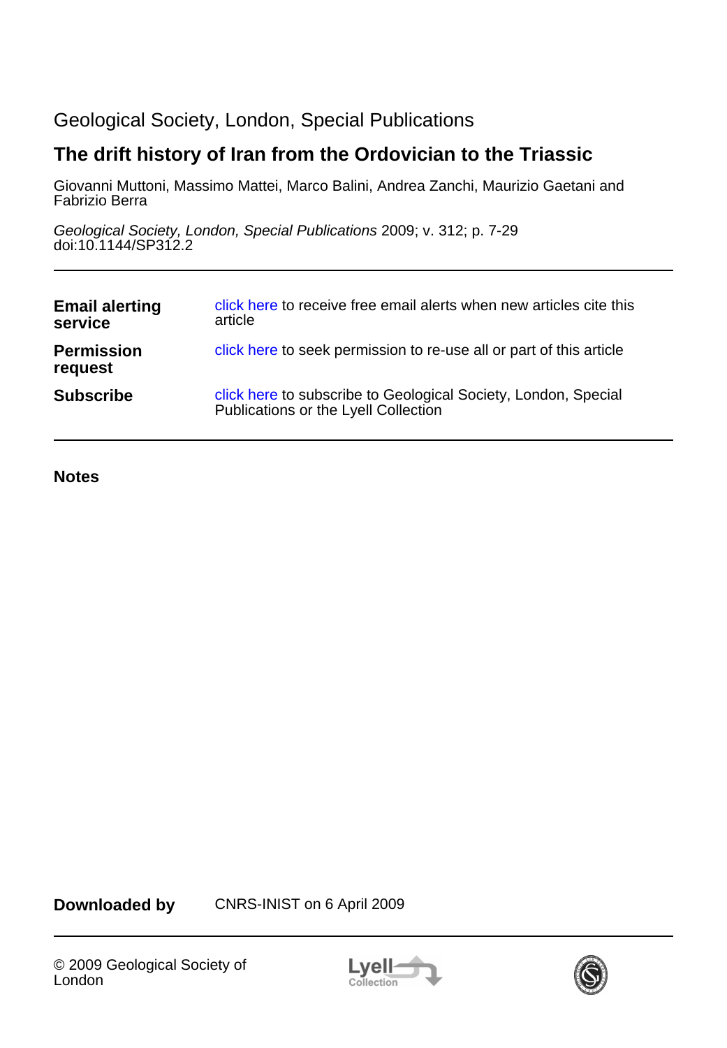Geological Society, London, Special Publications

# The drift history of Iran from the Ordovician to the Triassic

Giovanni Muttoni, Massimo Mattei, Marco Balini, Andrea Zanchi, Maurizio Gaetani and Fabrizio Berra

*Geological Society, London, Special Publications* 2009; v. 312; p. 7-29
doi:10.1144/SP312.2

| | |
|---|---|
| **Email alerting service** | click here to receive free email alerts when new articles cite this article |
| **Permission request** | click here to seek permission to re-use all or part of this article |
| **Subscribe** | click here to subscribe to Geological Society, London, Special Publications or the Lyell Collection |

**Notes**

**Downloaded by** CNRS-INIST on 6 April 2009

© 2009 Geological Society of London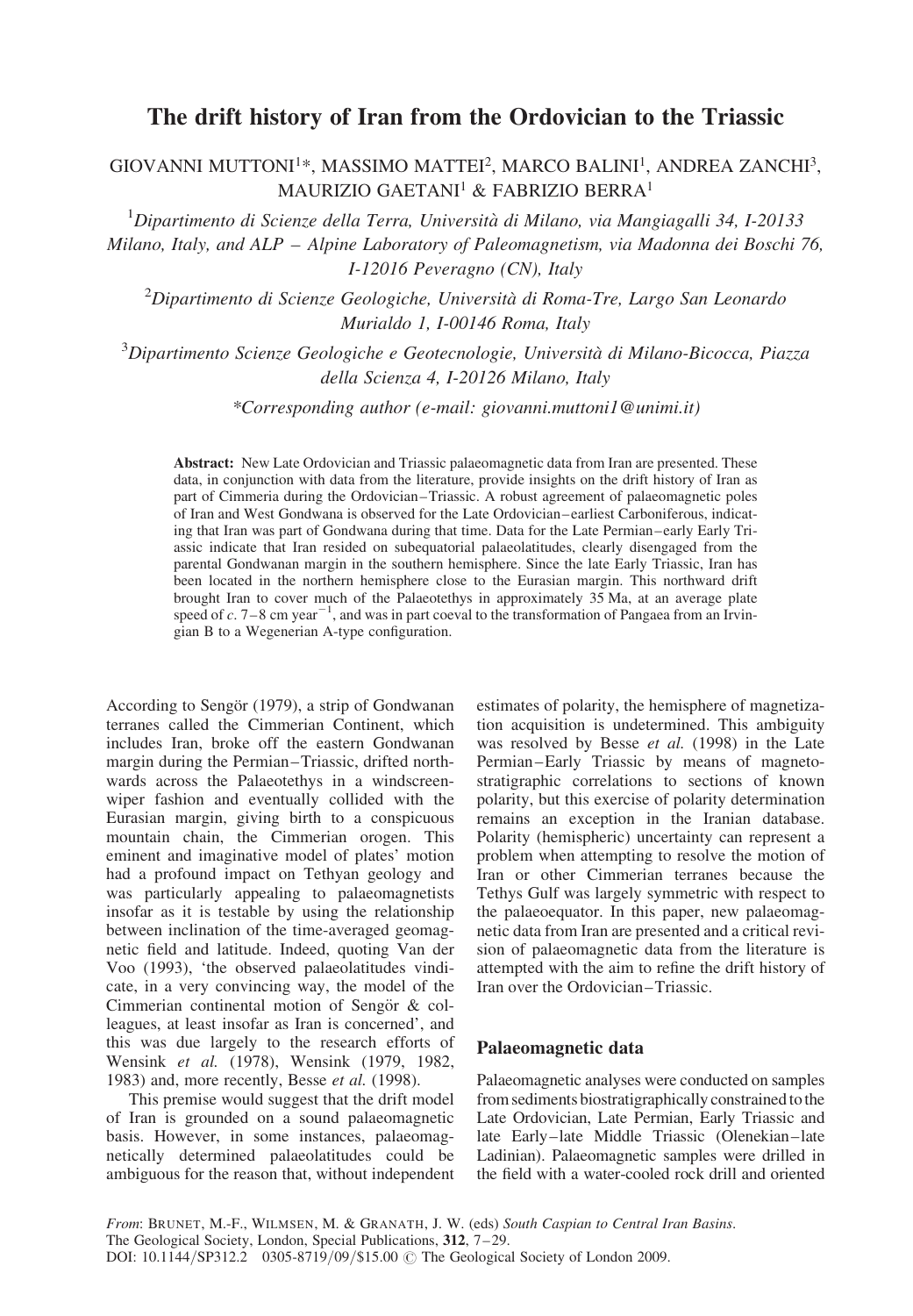# The drift history of Iran from the Ordovician to the Triassic

GIOVANNI MUTTONI[1]*, MASSIMO MATTEI[2], MARCO BALINI[1], ANDREA ZANCHI[3], MAURIZIO GAETANI[1] & FABRIZIO BERRA[1]

[1]*Dipartimento di Scienze della Terra, Università di Milano, via Mangiagalli 34, I-20133 Milano, Italy, and ALP – Alpine Laboratory of Paleomagnetism, via Madonna dei Boschi 76, I-12016 Peveragno (CN), Italy*

[2]*Dipartimento di Scienze Geologiche, Università di Roma-Tre, Largo San Leonardo Murialdo 1, I-00146 Roma, Italy*

[3]*Dipartimento Scienze Geologiche e Geotecnologie, Università di Milano-Bicocca, Piazza della Scienza 4, I-20126 Milano, Italy*

*\*Corresponding author (e-mail: giovanni.muttoni1@unimi.it)*

**Abstract:** New Late Ordovician and Triassic palaeomagnetic data from Iran are presented. These data, in conjunction with data from the literature, provide insights on the drift history of Iran as part of Cimmeria during the Ordovician–Triassic. A robust agreement of palaeomagnetic poles of Iran and West Gondwana is observed for the Late Ordovician–earliest Carboniferous, indicating that Iran was part of Gondwana during that time. Data for the Late Permian–early Early Triassic indicate that Iran resided on subequatorial palaeolatitudes, clearly disengaged from the parental Gondwanan margin in the southern hemisphere. Since the late Early Triassic, Iran has been located in the northern hemisphere close to the Eurasian margin. This northward drift brought Iran to cover much of the Palaeotethys in approximately 35 Ma, at an average plate speed of *c.* 7–8 cm year$^{-1}$, and was in part coeval to the transformation of Pangaea from an Irvingian B to a Wegenerian A-type configuration.

According to Sengör (1979), a strip of Gondwanan terranes called the Cimmerian Continent, which includes Iran, broke off the eastern Gondwanan margin during the Permian–Triassic, drifted northwards across the Palaeotethys in a windscreen-wiper fashion and eventually collided with the Eurasian margin, giving birth to a conspicuous mountain chain, the Cimmerian orogen. This eminent and imaginative model of plates' motion had a profound impact on Tethyan geology and was particularly appealing to palaeomagnetists insofar as it is testable by using the relationship between inclination of the time-averaged geomagnetic field and latitude. Indeed, quoting Van der Voo (1993), 'the observed palaeolatitudes vindicate, in a very convincing way, the model of the Cimmerian continental motion of Sengör & colleagues, at least insofar as Iran is concerned', and this was due largely to the research efforts of Wensink *et al.* (1978), Wensink (1979, 1982, 1983) and, more recently, Besse *et al.* (1998).

This premise would suggest that the drift model of Iran is grounded on a sound palaeomagnetic basis. However, in some instances, palaeomagnetically determined palaeolatitudes could be ambiguous for the reason that, without independent estimates of polarity, the hemisphere of magnetization acquisition is undetermined. This ambiguity was resolved by Besse *et al.* (1998) in the Late Permian–Early Triassic by means of magnetostratigraphic correlations to sections of known polarity, but this exercise of polarity determination remains an exception in the Iranian database. Polarity (hemispheric) uncertainty can represent a problem when attempting to resolve the motion of Iran or other Cimmerian terranes because the Tethys Gulf was largely symmetric with respect to the palaeoequator. In this paper, new palaeomagnetic data from Iran are presented and a critical revision of palaeomagnetic data from the literature is attempted with the aim to refine the drift history of Iran over the Ordovician–Triassic.

## Palaeomagnetic data

Palaeomagnetic analyses were conducted on samples from sediments biostratigraphically constrained to the Late Ordovician, Late Permian, Early Triassic and late Early–late Middle Triassic (Olenekian–late Ladinian). Palaeomagnetic samples were drilled in the field with a water-cooled rock drill and oriented

*From*: BRUNET, M.-F., WILMSEN, M. & GRANATH, J. W. (eds) *South Caspian to Central Iran Basins*. The Geological Society, London, Special Publications, **312**, 7–29.
DOI: 10.1144/SP312.2 0305-8719/09/$15.00 © The Geological Society of London 2009.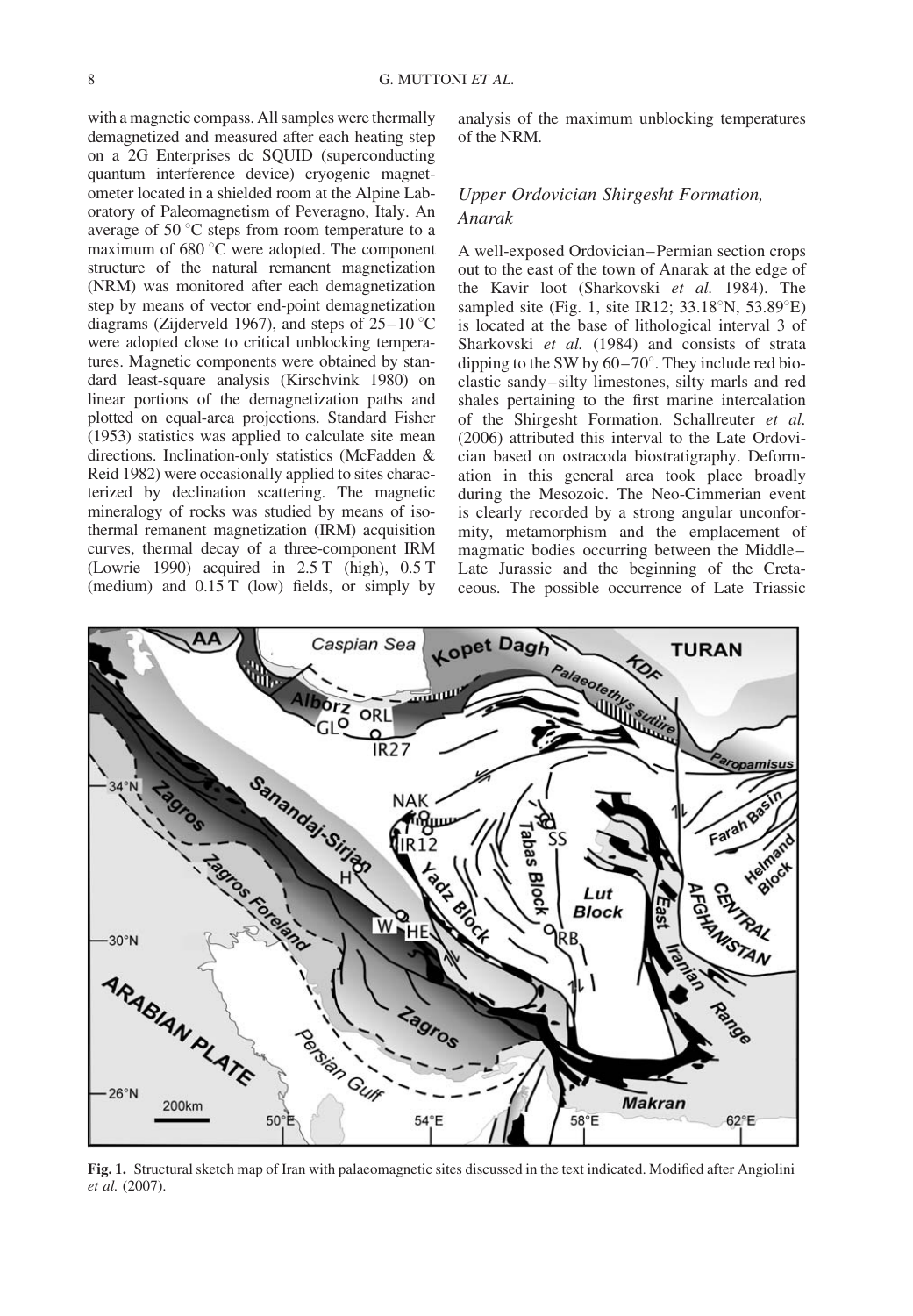with a magnetic compass. All samples were thermally demagnetized and measured after each heating step on a 2G Enterprises dc SQUID (superconducting quantum interference device) cryogenic magnetometer located in a shielded room at the Alpine Laboratory of Paleomagnetism of Peveragno, Italy. An average of 50 °C steps from room temperature to a maximum of 680 °C were adopted. The component structure of the natural remanent magnetization (NRM) was monitored after each demagnetization step by means of vector end-point demagnetization diagrams (Zijderveld 1967), and steps of 25–10 °C were adopted close to critical unblocking temperatures. Magnetic components were obtained by standard least-square analysis (Kirschvink 1980) on linear portions of the demagnetization paths and plotted on equal-area projections. Standard Fisher (1953) statistics was applied to calculate site mean directions. Inclination-only statistics (McFadden & Reid 1982) were occasionally applied to sites characterized by declination scattering. The magnetic mineralogy of rocks was studied by means of isothermal remanent magnetization (IRM) acquisition curves, thermal decay of a three-component IRM (Lowrie 1990) acquired in 2.5 T (high), 0.5 T (medium) and 0.15 T (low) fields, or simply by analysis of the maximum unblocking temperatures of the NRM.

### Upper Ordovician Shirgesht Formation, Anarak

A well-exposed Ordovician–Permian section crops out to the east of the town of Anarak at the edge of the Kavir loot (Sharkovski *et al.* 1984). The sampled site (Fig. 1, site IR12; 33.18°N, 53.89°E) is located at the base of lithological interval 3 of Sharkovski *et al.* (1984) and consists of strata dipping to the SW by 60–70°. They include red bioclastic sandy–silty limestones, silty marls and red shales pertaining to the first marine intercalation of the Shirgesht Formation. Schallreuter *et al.* (2006) attributed this interval to the Late Ordovician based on ostracoda biostratigraphy. Deformation in this general area took place broadly during the Mesozoic. The Neo-Cimmerian event is clearly recorded by a strong angular unconformity, metamorphism and the emplacement of magmatic bodies occurring between the Middle–Late Jurassic and the beginning of the Cretaceous. The possible occurrence of Late Triassic

**Fig. 1.** Structural sketch map of Iran with palaeomagnetic sites discussed in the text indicated. Modified after Angiolini *et al.* (2007).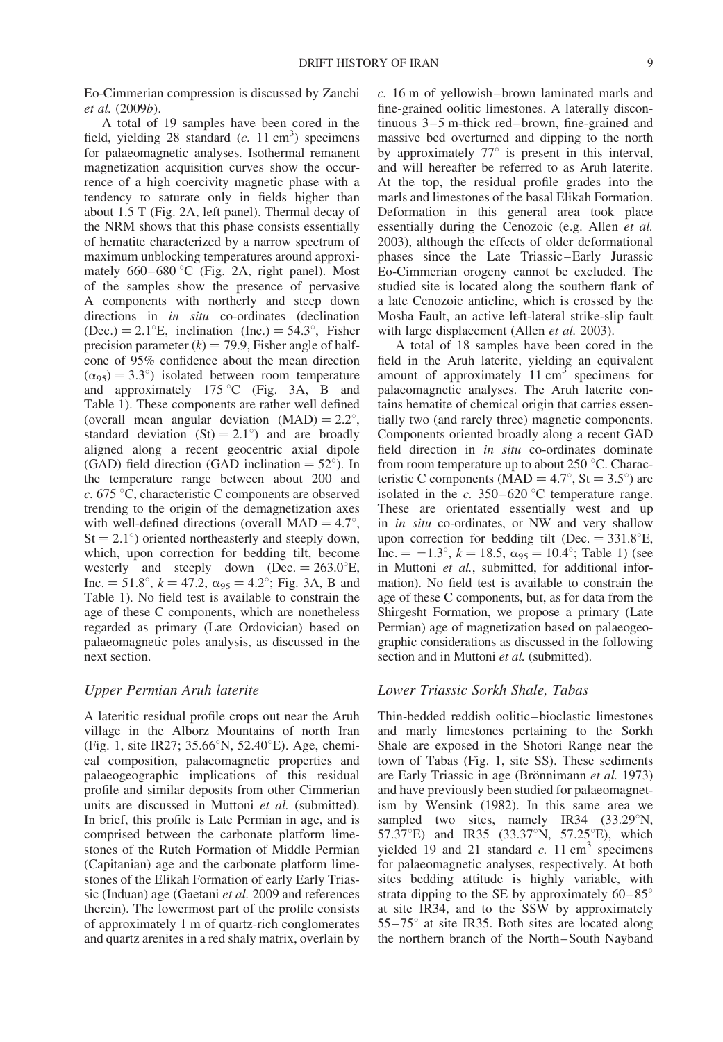Eo-Cimmerian compression is discussed by Zanchi *et al.* (2009*b*).

A total of 19 samples have been cored in the field, yielding 28 standard (*c.* 11 $cm^3$) specimens for palaeomagnetic analyses. Isothermal remanent magnetization acquisition curves show the occurrence of a high coercivity magnetic phase with a tendency to saturate only in fields higher than about 1.5 T (Fig. 2A, left panel). Thermal decay of the NRM shows that this phase consists essentially of hematite characterized by a narrow spectrum of maximum unblocking temperatures around approximately 660–680 °C (Fig. 2A, right panel). Most of the samples show the presence of pervasive A components with northerly and steep down directions in *in situ* co-ordinates (declination (Dec.) = 2.1°E, inclination (Inc.) = 54.3°, Fisher precision parameter ($k$) = 79.9, Fisher angle of half-cone of 95% confidence about the mean direction ($\alpha_{95}$) = 3.3°) isolated between room temperature and approximately 175 °C (Fig. 3A, B and Table 1). These components are rather well defined (overall mean angular deviation (MAD) = 2.2°, standard deviation (St) = 2.1°) and are broadly aligned along a recent geocentric axial dipole (GAD) field direction (GAD inclination = 52°). In the temperature range between about 200 and *c.* 675 °C, characteristic C components are observed trending to the origin of the demagnetization axes with well-defined directions (overall MAD = 4.7°, St = 2.1°) oriented northeasterly and steeply down, which, upon correction for bedding tilt, become westerly and steeply down (Dec. = 263.0°E, Inc. = 51.8°, $k$ = 47.2, $\alpha_{95}$ = 4.2°; Fig. 3A, B and Table 1). No field test is available to constrain the age of these C components, which are nonetheless regarded as primary (Late Ordovician) based on palaeomagnetic poles analysis, as discussed in the next section.

### Upper Permian Aruh laterite

A lateritic residual profile crops out near the Aruh village in the Alborz Mountains of north Iran (Fig. 1, site IR27; 35.66°N, 52.40°E). Age, chemical composition, palaeomagnetic properties and palaeogeographic implications of this residual profile and similar deposits from other Cimmerian units are discussed in Muttoni *et al.* (submitted). In brief, this profile is Late Permian in age, and is comprised between the carbonate platform limestones of the Ruteh Formation of Middle Permian (Capitanian) age and the carbonate platform limestones of the Elikah Formation of early Early Triassic (Induan) age (Gaetani *et al.* 2009 and references therein). The lowermost part of the profile consists of approximately 1 m of quartz-rich conglomerates and quartz arenites in a red shaly matrix, overlain by *c.* 16 m of yellowish–brown laminated marls and fine-grained oolitic limestones. A laterally discontinuous 3–5 m-thick red–brown, fine-grained and massive bed overturned and dipping to the north by approximately 77° is present in this interval, and will hereafter be referred to as Aruh laterite. At the top, the residual profile grades into the marls and limestones of the basal Elikah Formation. Deformation in this general area took place essentially during the Cenozoic (e.g. Allen *et al.* 2003), although the effects of older deformational phases since the Late Triassic–Early Jurassic Eo-Cimmerian orogeny cannot be excluded. The studied site is located along the southern flank of a late Cenozoic anticline, which is crossed by the Mosha Fault, an active left-lateral strike-slip fault with large displacement (Allen *et al.* 2003).

A total of 18 samples have been cored in the field in the Aruh laterite, yielding an equivalent amount of approximately 11 $cm^3$ specimens for palaeomagnetic analyses. The Aruh laterite contains hematite of chemical origin that carries essentially two (and rarely three) magnetic components. Components oriented broadly along a recent GAD field direction in *in situ* co-ordinates dominate from room temperature up to about 250 °C. Characteristic C components (MAD = 4.7°, St = 3.5°) are isolated in the *c.* 350–620 °C temperature range. These are orientated essentially west and up in *in situ* co-ordinates, or NW and very shallow upon correction for bedding tilt (Dec. = 331.8°E, Inc. = −1.3°, $k$ = 18.5, $\alpha_{95}$ = 10.4°; Table 1) (see in Muttoni *et al.*, submitted, for additional information). No field test is available to constrain the age of these C components, but, as for data from the Shirgesht Formation, we propose a primary (Late Permian) age of magnetization based on palaeogeographic considerations as discussed in the following section and in Muttoni *et al.* (submitted).

### Lower Triassic Sorkh Shale, Tabas

Thin-bedded reddish oolitic–bioclastic limestones and marly limestones pertaining to the Sorkh Shale are exposed in the Shotori Range near the town of Tabas (Fig. 1, site SS). These sediments are Early Triassic in age (Brönnimann *et al.* 1973) and have previously been studied for palaeomagnetism by Wensink (1982). In this same area we sampled two sites, namely IR34 (33.29°N, 57.37°E) and IR35 (33.37°N, 57.25°E), which yielded 19 and 21 standard *c.* 11 $cm^3$ specimens for palaeomagnetic analyses, respectively. At both sites bedding attitude is highly variable, with strata dipping to the SE by approximately 60–85° at site IR34, and to the SSW by approximately 55–75° at site IR35. Both sites are located along the northern branch of the North–South Nayband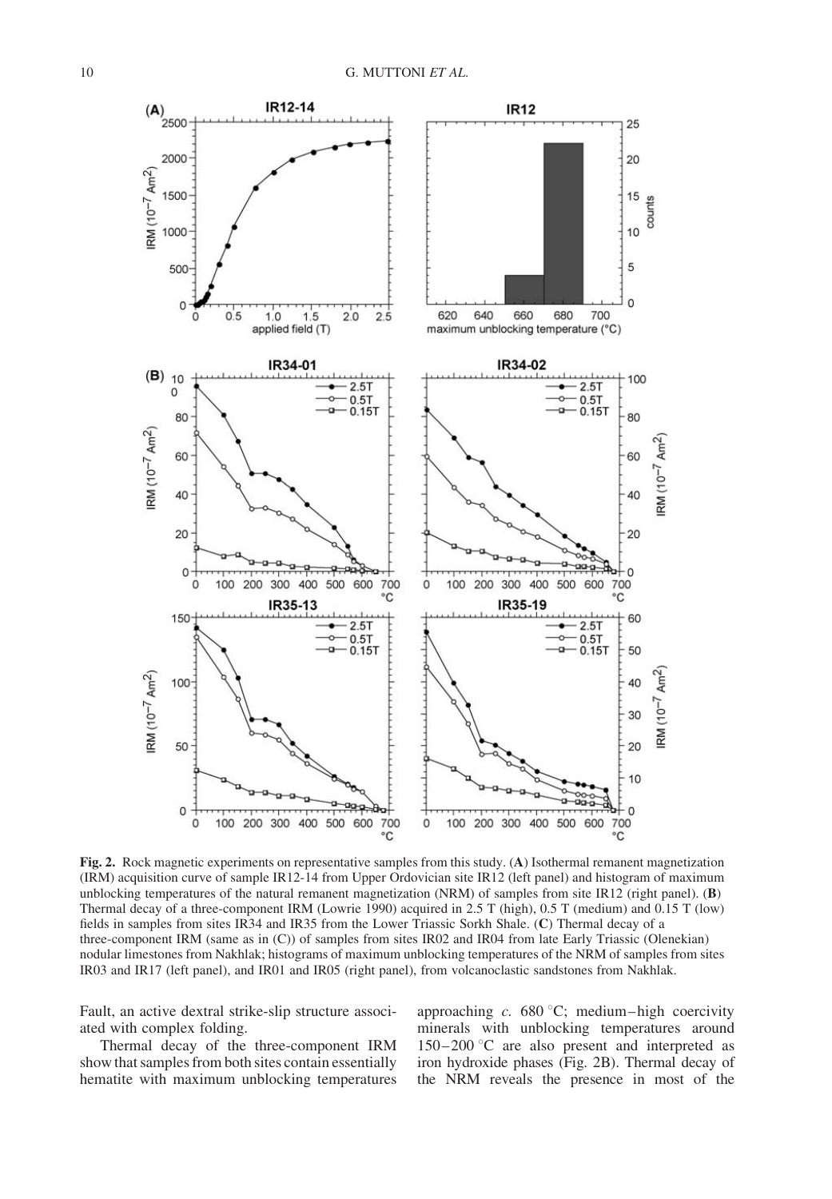**Fig. 2.** Rock magnetic experiments on representative samples from this study. (**A**) Isothermal remanent magnetization (IRM) acquisition curve of sample IR12-14 from Upper Ordovician site IR12 (left panel) and histogram of maximum unblocking temperatures of the natural remanent magnetization (NRM) of samples from site IR12 (right panel). (**B**) Thermal decay of a three-component IRM (Lowrie 1990) acquired in 2.5 T (high), 0.5 T (medium) and 0.15 T (low) fields in samples from sites IR34 and IR35 from the Lower Triassic Sorkh Shale. (**C**) Thermal decay of a three-component IRM (same as in (C)) of samples from sites IR02 and IR04 from late Early Triassic (Olenekian) nodular limestones from Nakhlak; histograms of maximum unblocking temperatures of the NRM of samples from sites IR03 and IR17 (left panel), and IR01 and IR05 (right panel), from volcanoclastic sandstones from Nakhlak.

Fault, an active dextral strike-slip structure associated with complex folding.

Thermal decay of the three-component IRM show that samples from both sites contain essentially hematite with maximum unblocking temperatures approaching *c.* 680 °C; medium–high coercivity minerals with unblocking temperatures around 150–200 °C are also present and interpreted as iron hydroxide phases (Fig. 2B). Thermal decay of the NRM reveals the presence in most of the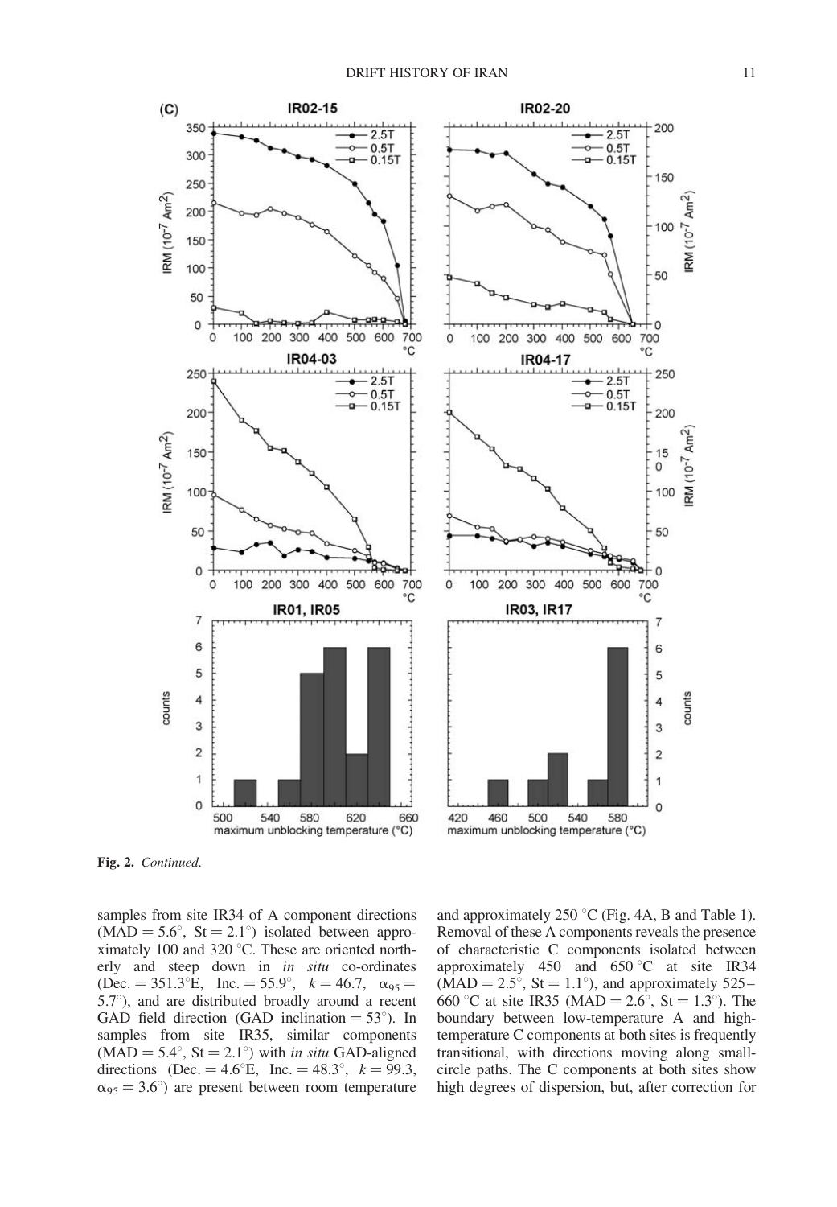**Fig. 2.** *Continued.*

samples from site IR34 of A component directions (MAD = 5.6°, St = 2.1°) isolated between approximately 100 and 320 °C. These are oriented northerly and steep down in *in situ* co-ordinates (Dec. = 351.3°E, Inc. = 55.9°, $k = 46.7$, $\alpha_{95} = 5.7°$), and are distributed broadly around a recent GAD field direction (GAD inclination = 53°). In samples from site IR35, similar components (MAD = 5.4°, St = 2.1°) with *in situ* GAD-aligned directions (Dec. = 4.6°E, Inc. = 48.3°, $k = 99.3$, $\alpha_{95} = 3.6°$) are present between room temperature and approximately 250 °C (Fig. 4A, B and Table 1). Removal of these A components reveals the presence of characteristic C components isolated between approximately 450 and 650 °C at site IR34 (MAD = 2.5°, St = 1.1°), and approximately 525–660 °C at site IR35 (MAD = 2.6°, St = 1.3°). The boundary between low-temperature A and high-temperature C components at both sites is frequently transitional, with directions moving along small-circle paths. The C components at both sites show high degrees of dispersion, but, after correction for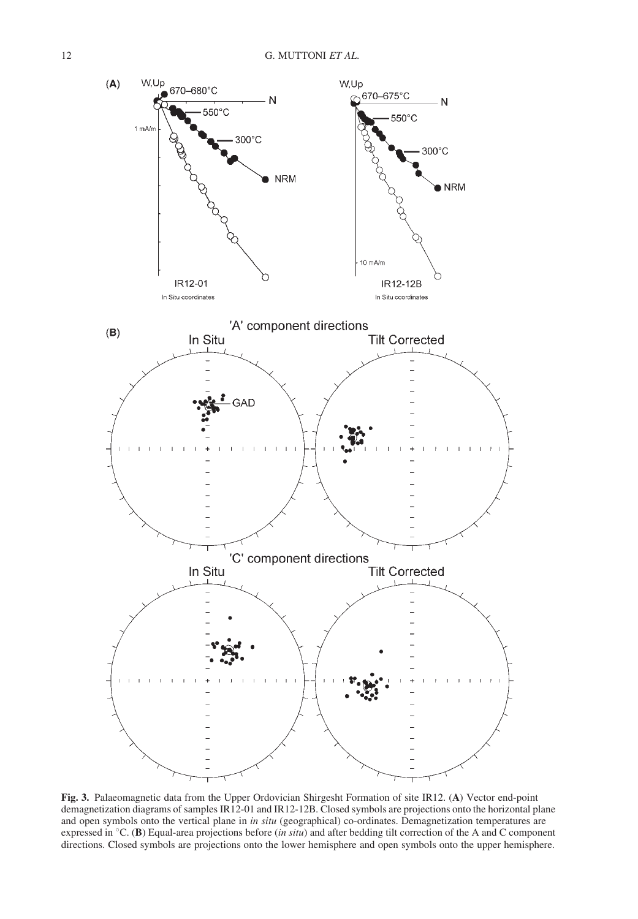**Fig. 3.** Palaeomagnetic data from the Upper Ordovician Shirgesht Formation of site IR12. (**A**) Vector end-point demagnetization diagrams of samples IR12-01 and IR12-12B. Closed symbols are projections onto the horizontal plane and open symbols onto the vertical plane in *in situ* (geographical) co-ordinates. Demagnetization temperatures are expressed in °C. (**B**) Equal-area projections before (*in situ*) and after bedding tilt correction of the A and C component directions. Closed symbols are projections onto the lower hemisphere and open symbols onto the upper hemisphere.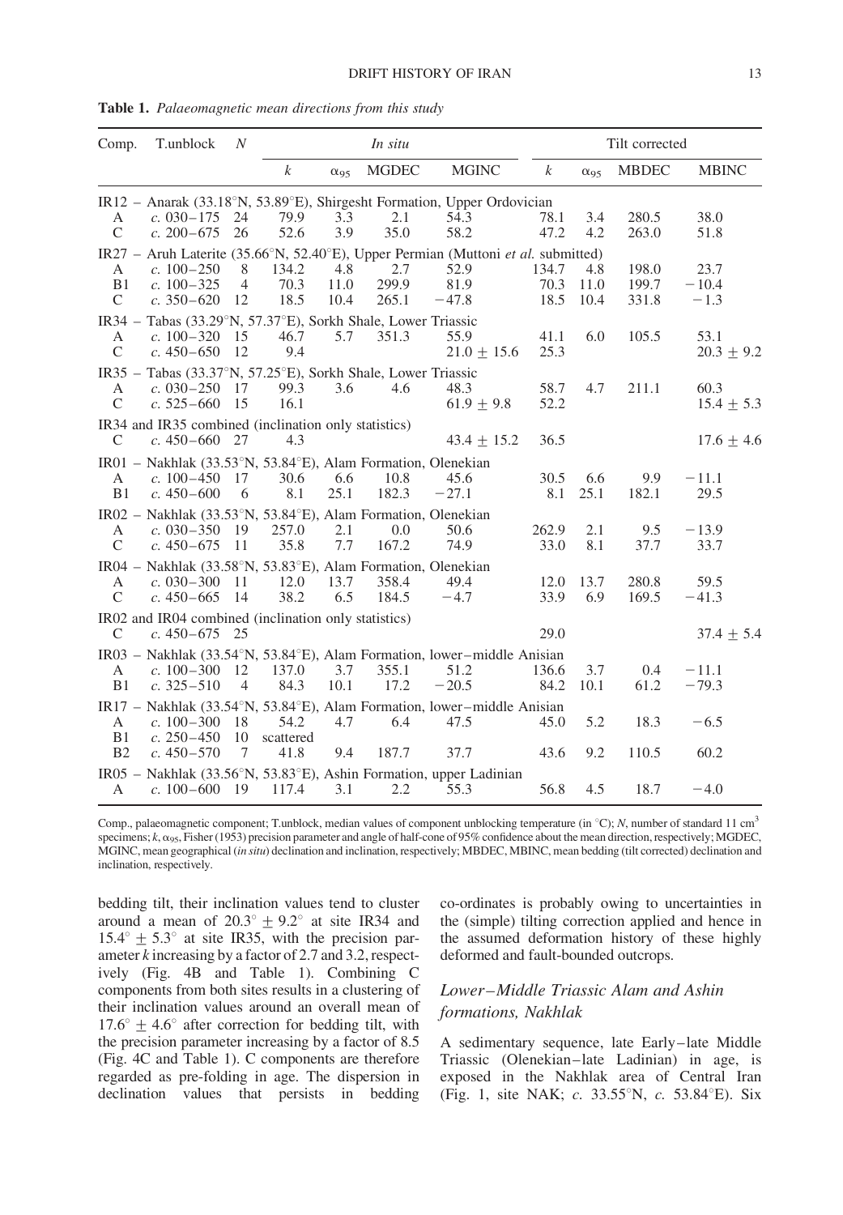**Table 1.** *Palaeomagnetic mean directions from this study*

| Comp. | T.unblock | N | *In situ* | | | | Tilt corrected | | | |
|---|---|---|---|---|---|---|---|---|---|---|
| | | | $k$ | $\alpha_{95}$ | MGDEC | MGINC | $k$ | $\alpha_{95}$ | MBDEC | MBINC |
| IR12 – Anarak (33.18°N, 53.89°E), Shirgesht Formation, Upper Ordovician | | | | | | | | | | |
| A | c. 030–175 | 24 | 79.9 | 3.3 | 2.1 | 54.3 | 78.1 | 3.4 | 280.5 | 38.0 |
| C | c. 200–675 | 26 | 52.6 | 3.9 | 35.0 | 58.2 | 47.2 | 4.2 | 263.0 | 51.8 |
| IR27 – Aruh Laterite (35.66°N, 52.40°E), Upper Permian (Muttoni *et al.* submitted) | | | | | | | | | | |
| A | c. 100–250 | 8 | 134.2 | 4.8 | 2.7 | 52.9 | 134.7 | 4.8 | 198.0 | 23.7 |
| B1 | c. 100–325 | 4 | 70.3 | 11.0 | 299.9 | 81.9 | 70.3 | 11.0 | 199.7 | −10.4 |
| C | c. 350–620 | 12 | 18.5 | 10.4 | 265.1 | −47.8 | 18.5 | 10.4 | 331.8 | −1.3 |
| IR34 – Tabas (33.29°N, 57.37°E), Sorkh Shale, Lower Triassic | | | | | | | | | | |
| A | c. 100–320 | 15 | 46.7 | 5.7 | 351.3 | 55.9 | 41.1 | 6.0 | 105.5 | 53.1 |
| C | c. 450–650 | 12 | 9.4 | | | 21.0 ± 15.6 | 25.3 | | | 20.3 ± 9.2 |
| IR35 – Tabas (33.37°N, 57.25°E), Sorkh Shale, Lower Triassic | | | | | | | | | | |
| A | c. 030–250 | 17 | 99.3 | 3.6 | 4.6 | 48.3 | 58.7 | 4.7 | 211.1 | 60.3 |
| C | c. 525–660 | 15 | 16.1 | | | 61.9 ± 9.8 | 52.2 | | | 15.4 ± 5.3 |
| IR34 and IR35 combined (inclination only statistics) | | | | | | | | | | |
| C | c. 450–660 | 27 | 4.3 | | | 43.4 ± 15.2 | 36.5 | | | 17.6 ± 4.6 |
| IR01 – Nakhlak (33.53°N, 53.84°E), Alam Formation, Olenekian | | | | | | | | | | |
| A | c. 100–450 | 17 | 30.6 | 6.6 | 10.8 | 45.6 | 30.5 | 6.6 | 9.9 | −11.1 |
| B1 | c. 450–600 | 6 | 8.1 | 25.1 | 182.3 | −27.1 | 8.1 | 25.1 | 182.1 | 29.5 |
| IR02 – Nakhlak (33.53°N, 53.84°E), Alam Formation, Olenekian | | | | | | | | | | |
| A | c. 030–350 | 19 | 257.0 | 2.1 | 0.0 | 50.6 | 262.9 | 2.1 | 9.5 | −13.9 |
| C | c. 450–675 | 11 | 35.8 | 7.7 | 167.2 | 74.9 | 33.0 | 8.1 | 37.7 | 33.7 |
| IR04 – Nakhlak (33.58°N, 53.83°E), Alam Formation, Olenekian | | | | | | | | | | |
| A | c. 030–300 | 11 | 12.0 | 13.7 | 358.4 | 49.4 | 12.0 | 13.7 | 280.8 | 59.5 |
| C | c. 450–665 | 14 | 38.2 | 6.5 | 184.5 | −4.7 | 33.9 | 6.9 | 169.5 | −41.3 |
| IR02 and IR04 combined (inclination only statistics) | | | | | | | | | | |
| C | c. 450–675 | 25 | | | | | 29.0 | | | 37.4 ± 5.4 |
| IR03 – Nakhlak (33.54°N, 53.84°E), Alam Formation, lower–middle Anisian | | | | | | | | | | |
| A | c. 100–300 | 12 | 137.0 | 3.7 | 355.1 | 51.2 | 136.6 | 3.7 | 0.4 | −11.1 |
| B1 | c. 325–510 | 4 | 84.3 | 10.1 | 17.2 | −20.5 | 84.2 | 10.1 | 61.2 | −79.3 |
| IR17 – Nakhlak (33.54°N, 53.84°E), Alam Formation, lower–middle Anisian | | | | | | | | | | |
| A | c. 100–300 | 18 | 54.2 | 4.7 | 6.4 | 47.5 | 45.0 | 5.2 | 18.3 | −6.5 |
| B1 | c. 250–450 | 10 | scattered | | | | | | | |
| B2 | c. 450–570 | 7 | 41.8 | 9.4 | 187.7 | 37.7 | 43.6 | 9.2 | 110.5 | 60.2 |
| IR05 – Nakhlak (33.56°N, 53.83°E), Ashin Formation, upper Ladinian | | | | | | | | | | |
| A | c. 100–600 | 19 | 117.4 | 3.1 | 2.2 | 55.3 | 56.8 | 4.5 | 18.7 | −4.0 |

Comp., palaeomagnetic component; T.unblock, median values of component unblocking temperature (in °C); N, number of standard 11 cm$^3$ specimens; $k$, $\alpha_{95}$, Fisher (1953) precision parameter and angle of half-cone of 95% confidence about the mean direction, respectively; MGDEC, MGINC, mean geographical (*in situ*) declination and inclination, respectively; MBDEC, MBINC, mean bedding (tilt corrected) declination and inclination, respectively.

bedding tilt, their inclination values tend to cluster around a mean of 20.3° ± 9.2° at site IR34 and 15.4° ± 5.3° at site IR35, with the precision parameter $k$ increasing by a factor of 2.7 and 3.2, respectively (Fig. 4B and Table 1). Combining C components from both sites results in a clustering of their inclination values around an overall mean of 17.6° ± 4.6° after correction for bedding tilt, with the precision parameter increasing by a factor of 8.5 (Fig. 4C and Table 1). C components are therefore regarded as pre-folding in age. The dispersion in declination values that persists in bedding co-ordinates is probably owing to uncertainties in the (simple) tilting correction applied and hence in the assumed deformation history of these highly deformed and fault-bounded outcrops.

## Lower–Middle Triassic Alam and Ashin formations, Nakhlak

A sedimentary sequence, late Early–late Middle Triassic (Olenekian–late Ladinian) in age, is exposed in the Nakhlak area of Central Iran (Fig. 1, site NAK; *c.* 33.55°N, *c.* 53.84°E). Six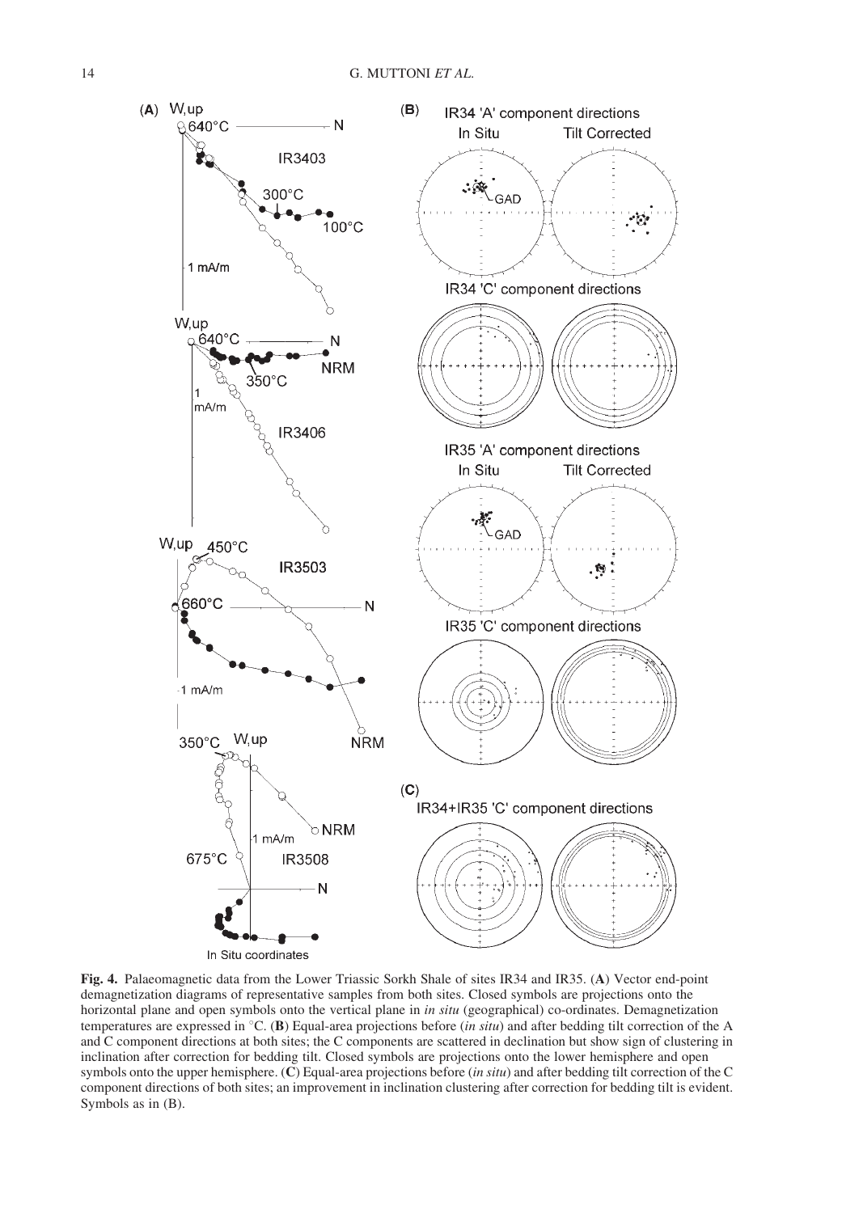**Fig. 4.** Palaeomagnetic data from the Lower Triassic Sorkh Shale of sites IR34 and IR35. (**A**) Vector end-point demagnetization diagrams of representative samples from both sites. Closed symbols are projections onto the horizontal plane and open symbols onto the vertical plane in *in situ* (geographical) co-ordinates. Demagnetization temperatures are expressed in °C. (**B**) Equal-area projections before (*in situ*) and after bedding tilt correction of the A and C component directions at both sites; the C components are scattered in declination but show sign of clustering in inclination after correction for bedding tilt. Closed symbols are projections onto the lower hemisphere and open symbols onto the upper hemisphere. (**C**) Equal-area projections before (*in situ*) and after bedding tilt correction of the C component directions of both sites; an improvement in inclination clustering after correction for bedding tilt is evident. Symbols as in (B).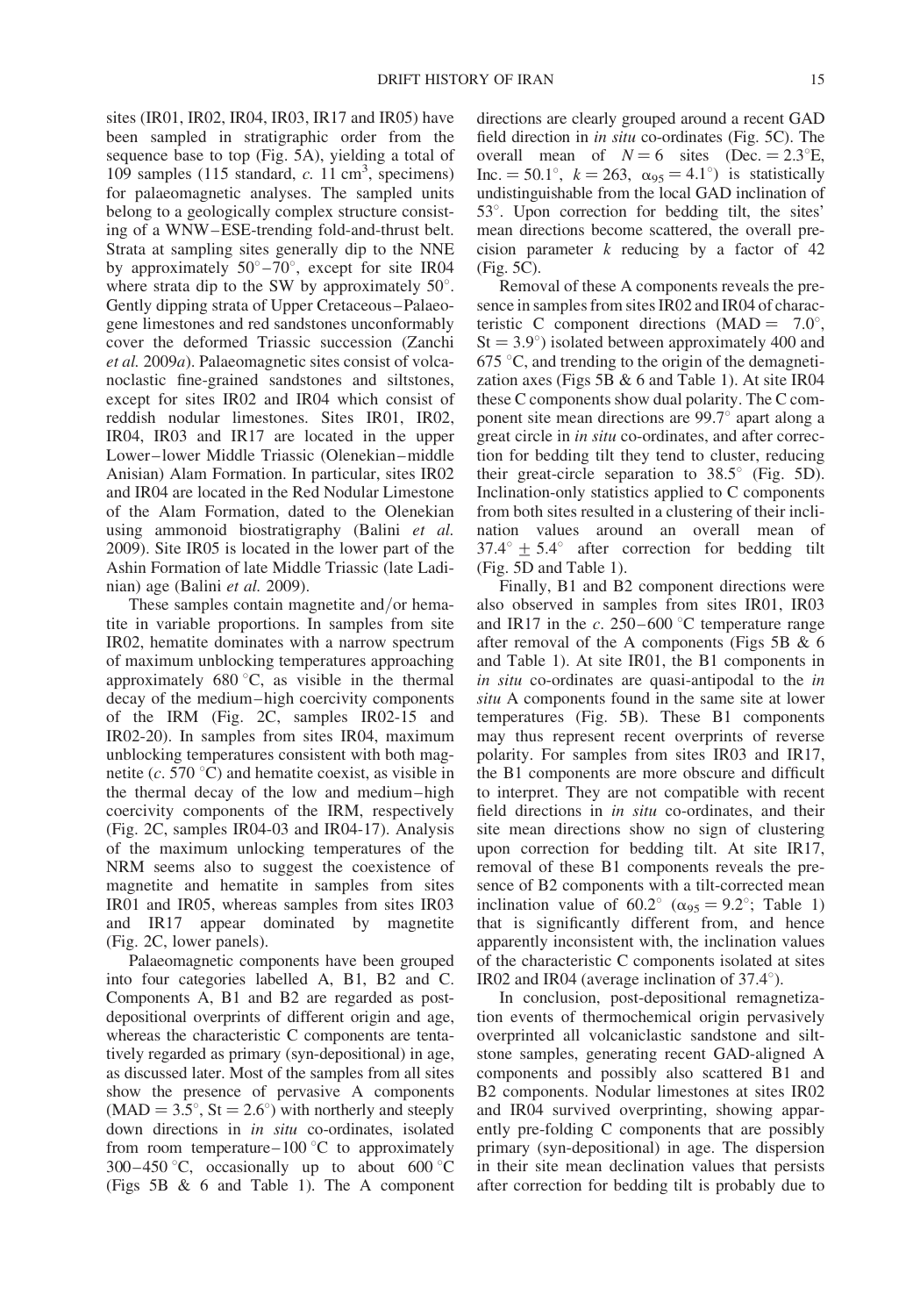sites (IR01, IR02, IR04, IR03, IR17 and IR05) have been sampled in stratigraphic order from the sequence base to top (Fig. 5A), yielding a total of 109 samples (115 standard, *c.* 11 $cm^3$, specimens) for palaeomagnetic analyses. The sampled units belong to a geologically complex structure consisting of a WNW–ESE-trending fold-and-thrust belt. Strata at sampling sites generally dip to the NNE by approximately 50°–70°, except for site IR04 where strata dip to the SW by approximately 50°. Gently dipping strata of Upper Cretaceous–Palaeogene limestones and red sandstones unconformably cover the deformed Triassic succession (Zanchi *et al.* 2009*a*). Palaeomagnetic sites consist of volcanoclastic fine-grained sandstones and siltstones, except for sites IR02 and IR04 which consist of reddish nodular limestones. Sites IR01, IR02, IR04, IR03 and IR17 are located in the upper Lower–lower Middle Triassic (Olenekian–middle Anisian) Alam Formation. In particular, sites IR02 and IR04 are located in the Red Nodular Limestone of the Alam Formation, dated to the Olenekian using ammonoid biostratigraphy (Balini *et al.* 2009). Site IR05 is located in the lower part of the Ashin Formation of late Middle Triassic (late Ladinian) age (Balini *et al.* 2009).

These samples contain magnetite and/or hematite in variable proportions. In samples from site IR02, hematite dominates with a narrow spectrum of maximum unblocking temperatures approaching approximately 680 °C, as visible in the thermal decay of the medium–high coercivity components of the IRM (Fig. 2C, samples IR02-15 and IR02-20). In samples from sites IR04, maximum unblocking temperatures consistent with both magnetite (*c.* 570 °C) and hematite coexist, as visible in the thermal decay of the low and medium–high coercivity components of the IRM, respectively (Fig. 2C, samples IR04-03 and IR04-17). Analysis of the maximum unlocking temperatures of the NRM seems also to suggest the coexistence of magnetite and hematite in samples from sites IR01 and IR05, whereas samples from sites IR03 and IR17 appear dominated by magnetite (Fig. 2C, lower panels).

Palaeomagnetic components have been grouped into four categories labelled A, B1, B2 and C. Components A, B1 and B2 are regarded as post-depositional overprints of different origin and age, whereas the characteristic C components are tentatively regarded as primary (syn-depositional) in age, as discussed later. Most of the samples from all sites show the presence of pervasive A components (MAD = 3.5°, St = 2.6°) with northerly and steeply down directions in *in situ* co-ordinates, isolated from room temperature–100 °C to approximately 300–450 °C, occasionally up to about 600 °C (Figs 5B & 6 and Table 1). The A component directions are clearly grouped around a recent GAD field direction in *in situ* co-ordinates (Fig. 5C). The overall mean of $N = 6$ sites (Dec. = 2.3°E, Inc. = 50.1°, $k = 263$, $\alpha_{95} = 4.1°$) is statistically undistinguishable from the local GAD inclination of 53°. Upon correction for bedding tilt, the sites' mean directions become scattered, the overall precision parameter $k$ reducing by a factor of 42 (Fig. 5C).

Removal of these A components reveals the presence in samples from sites IR02 and IR04 of characteristic C component directions (MAD = 7.0°, St = 3.9°) isolated between approximately 400 and 675 °C, and trending to the origin of the demagnetization axes (Figs 5B & 6 and Table 1). At site IR04 these C components show dual polarity. The C component site mean directions are 99.7° apart along a great circle in *in situ* co-ordinates, and after correction for bedding tilt they tend to cluster, reducing their great-circle separation to 38.5° (Fig. 5D). Inclination-only statistics applied to C components from both sites resulted in a clustering of their inclination values around an overall mean of $37.4° \pm 5.4°$ after correction for bedding tilt (Fig. 5D and Table 1).

Finally, B1 and B2 component directions were also observed in samples from sites IR01, IR03 and IR17 in the *c.* 250–600 °C temperature range after removal of the A components (Figs 5B & 6 and Table 1). At site IR01, the B1 components in *in situ* co-ordinates are quasi-antipodal to the *in situ* A components found in the same site at lower temperatures (Fig. 5B). These B1 components may thus represent recent overprints of reverse polarity. For samples from sites IR03 and IR17, the B1 components are more obscure and difficult to interpret. They are not compatible with recent field directions in *in situ* co-ordinates, and their site mean directions show no sign of clustering upon correction for bedding tilt. At site IR17, removal of these B1 components reveals the presence of B2 components with a tilt-corrected mean inclination value of 60.2° ($\alpha_{95} = 9.2°$; Table 1) that is significantly different from, and hence apparently inconsistent with, the inclination values of the characteristic C components isolated at sites IR02 and IR04 (average inclination of 37.4°).

In conclusion, post-depositional remagnetization events of thermochemical origin pervasively overprinted all volcaniclastic sandstone and siltstone samples, generating recent GAD-aligned A components and possibly also scattered B1 and B2 components. Nodular limestones at sites IR02 and IR04 survived overprinting, showing apparently pre-folding C components that are possibly primary (syn-depositional) in age. The dispersion in their site mean declination values that persists after correction for bedding tilt is probably due to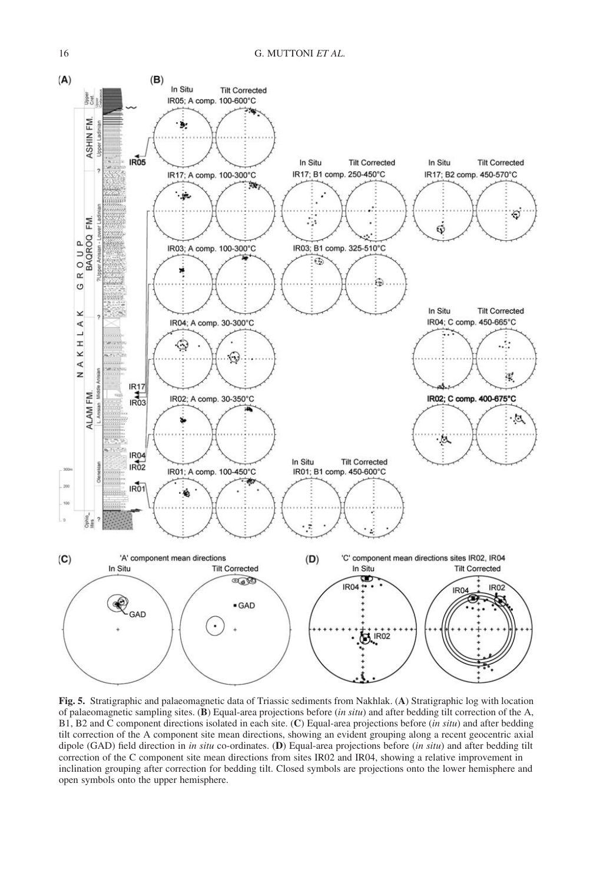**Fig. 5.** Stratigraphic and palaeomagnetic data of Triassic sediments from Nakhlak. (**A**) Stratigraphic log with location of palaeomagnetic sampling sites. (**B**) Equal-area projections before (*in situ*) and after bedding tilt correction of the A, B1, B2 and C component directions isolated in each site. (**C**) Equal-area projections before (*in situ*) and after bedding tilt correction of the A component site mean directions, showing an evident grouping along a recent geocentric axial dipole (GAD) field direction in *in situ* co-ordinates. (**D**) Equal-area projections before (*in situ*) and after bedding tilt correction of the C component site mean directions from sites IR02 and IR04, showing a relative improvement in inclination grouping after correction for bedding tilt. Closed symbols are projections onto the lower hemisphere and open symbols onto the upper hemisphere.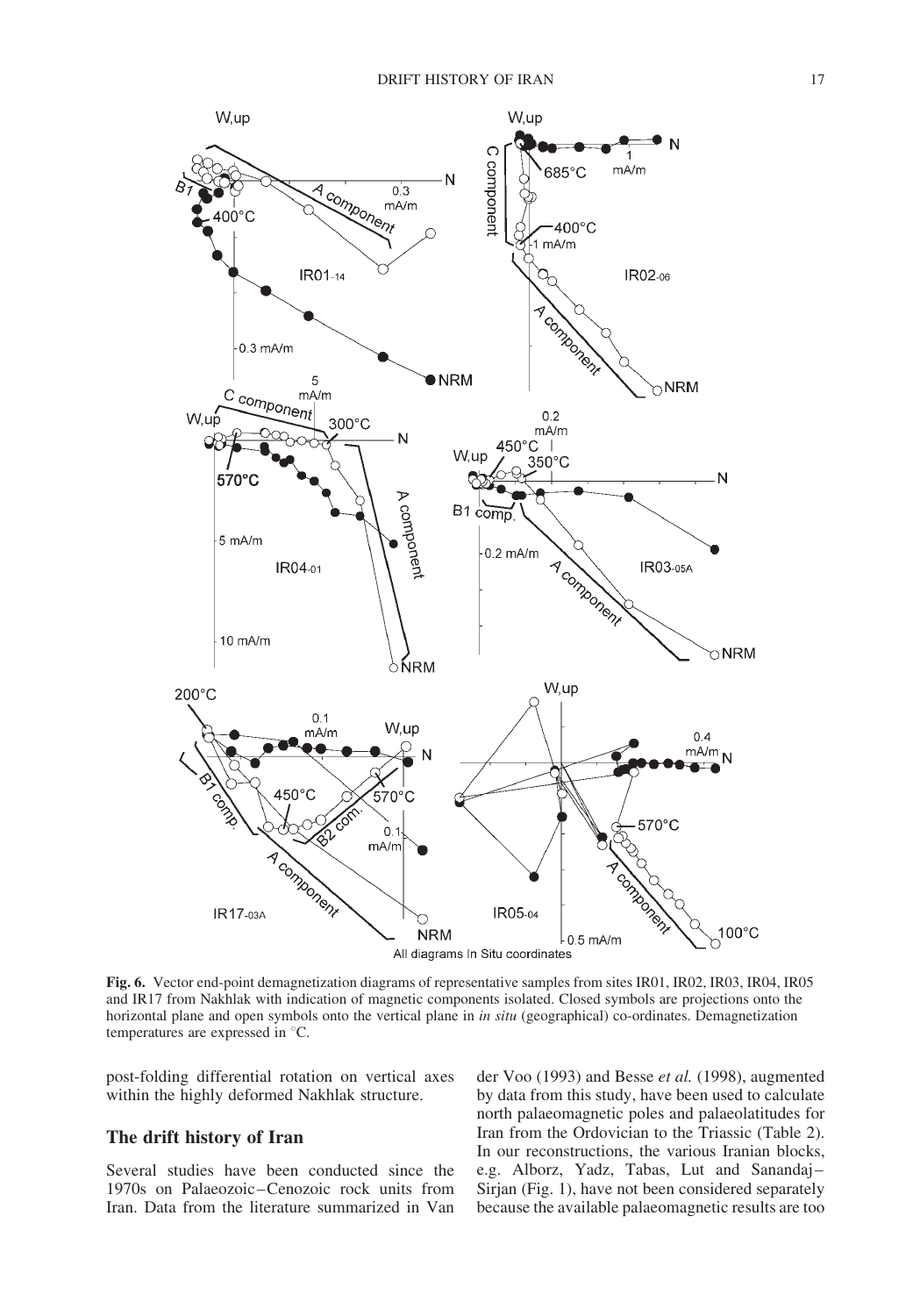**Fig. 6.** Vector end-point demagnetization diagrams of representative samples from sites IR01, IR02, IR03, IR04, IR05 and IR17 from Nakhlak with indication of magnetic components isolated. Closed symbols are projections onto the horizontal plane and open symbols onto the vertical plane in *in situ* (geographical) co-ordinates. Demagnetization temperatures are expressed in °C.

post-folding differential rotation on vertical axes within the highly deformed Nakhlak structure.

## The drift history of Iran

Several studies have been conducted since the 1970s on Palaeozoic–Cenozoic rock units from Iran. Data from the literature summarized in Van der Voo (1993) and Besse *et al.* (1998), augmented by data from this study, have been used to calculate north palaeomagnetic poles and palaeolatitudes for Iran from the Ordovician to the Triassic (Table 2). In our reconstructions, the various Iranian blocks, e.g. Alborz, Yadz, Tabas, Lut and Sanandaj–Sirjan (Fig. 1), have not been considered separately because the available palaeomagnetic results are too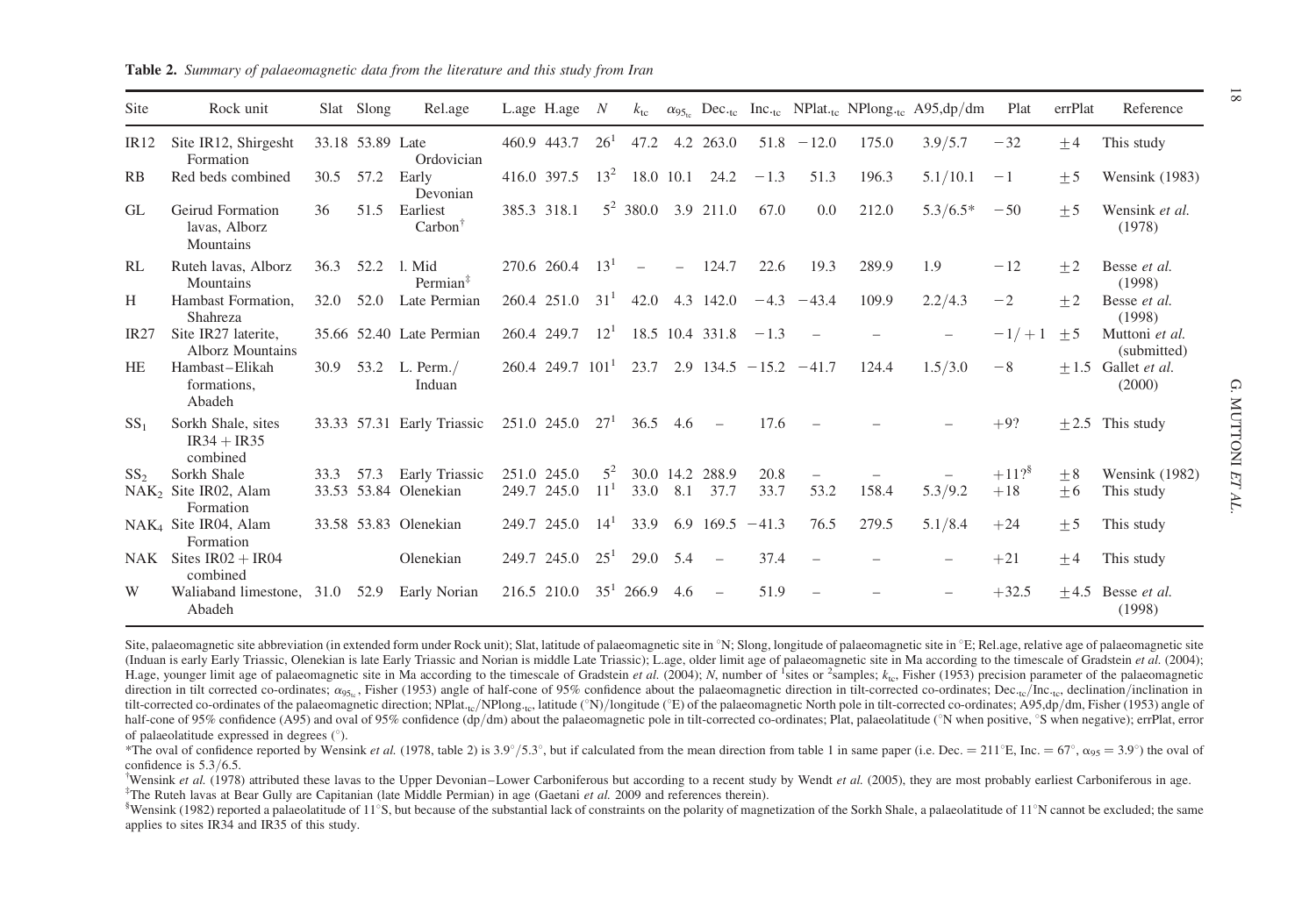**Table 2.** *Summary of palaeomagnetic data from the literature and this study from Iran*

| Site | Rock unit | Slat | Slong | Rel.age | L.age | H.age | $N$ | $k_{tc}$ | $\alpha_{95_{tc}}$ | Dec.$_{tc}$ | Inc.$_{tc}$ | NPlat.$_{tc}$ | NPlong.$_{tc}$ | A95,dp/dm | Plat | errPlat | Reference |
|---|---|---|---|---|---|---|---|---|---|---|---|---|---|---|---|---|---|
| IR12 | Site IR12, Shirgesht Formation | 33.18 | 53.89 | Late Ordovician | 460.9 | 443.7 | 26[1] | 47.2 | 4.2 | 263.0 | 51.8 | −12.0 | 175.0 | 3.9/5.7 | −32 | ±4 | This study |
| RB | Red beds combined | 30.5 | 57.2 | Early Devonian | 416.0 | 397.5 | 13[2] | 18.0 | 10.1 | 24.2 | −1.3 | 51.3 | 196.3 | 5.1/10.1 | −1 | ±5 | Wensink (1983) |
| GL | Geirud Formation lavas, Alborz Mountains | 36 | 51.5 | Earliest Carbon[†] | 385.3 | 318.1 | 5[2] | 380.0 | 3.9 | 211.0 | 67.0 | 0.0 | 212.0 | 5.3/6.5* | −50 | ±5 | Wensink *et al.* (1978) |
| RL | Ruteh lavas, Alborz Mountains | 36.3 | 52.2 | l. Mid Permian[‡] | 270.6 | 260.4 | 13[1] | – | – | 124.7 | 22.6 | 19.3 | 289.9 | 1.9 | −12 | ±2 | Besse *et al.* (1998) |
| H | Hambast Formation, Shahreza | 32.0 | 52.0 | Late Permian | 260.4 | 251.0 | 31[1] | 42.0 | 4.3 | 142.0 | −4.3 | −43.4 | 109.9 | 2.2/4.3 | −2 | ±2 | Besse *et al.* (1998) |
| IR27 | Site IR27 laterite, Alborz Mountains | 35.66 | 52.40 | Late Permian | 260.4 | 249.7 | 12[1] | 18.5 | 10.4 | 331.8 | −1.3 | – | – | – | −1/+1 | ±5 | Muttoni *et al.* (submitted) |
| HE | Hambast–Elikah formations, Abadeh | 30.9 | 53.2 | L. Perm./ Induan | 260.4 | 249.7 | 101[1] | 23.7 | 2.9 | 134.5 | −15.2 | −41.7 | 124.4 | 1.5/3.0 | −8 | ±1.5 | Gallet *et al.* (2000) |
| SS$_1$ | Sorkh Shale, sites IR34 + IR35 combined | 33.33 | 57.31 | Early Triassic | 251.0 | 245.0 | 27[1] | 36.5 | 4.6 | – | 17.6 | – | – | – | +9? | ±2.5 | This study |
| SS$_2$ | Sorkh Shale | 33.3 | 57.3 | Early Triassic | 251.0 | 245.0 | 5[2] | 30.0 | 14.2 | 288.9 | 20.8 | – | – | – | +11?[§] | ±8 | Wensink (1982) |
| NAK$_2$ | Site IR02, Alam Formation | 33.53 | 53.84 | Olenekian | 249.7 | 245.0 | 11[1] | 33.0 | 8.1 | 37.7 | 33.7 | 53.2 | 158.4 | 5.3/9.2 | +18 | ±6 | This study |
| NAK$_4$ | Site IR04, Alam Formation | 33.58 | 53.83 | Olenekian | 249.7 | 245.0 | 14[1] | 33.9 | 6.9 | 169.5 | −41.3 | 76.5 | 279.5 | 5.1/8.4 | +24 | ±5 | This study |
| NAK | Sites IR02 + IR04 combined | | | Olenekian | 249.7 | 245.0 | 25[1] | 29.0 | 5.4 | – | 37.4 | – | – | – | +21 | ±4 | This study |
| W | Waliaband limestone, Abadeh | 31.0 | 52.9 | Early Norian | 216.5 | 210.0 | 35[1] | 266.9 | 4.6 | – | 51.9 | – | – | – | +32.5 | ±4.5 | Besse *et al.* (1998) |

Site, palaeomagnetic site abbreviation (in extended form under Rock unit); Slat, latitude of palaeomagnetic site in °N; Slong, longitude of palaeomagnetic site in °E; Rel.age, relative age of palaeomagnetic site (Induan is early Early Triassic, Olenekian is late Early Triassic and Norian is middle Late Triassic); L.age, older limit age of palaeomagnetic site in Ma according to the timescale of Gradstein *et al.* (2004); H.age, younger limit age of palaeomagnetic site in Ma according to the timescale of Gradstein *et al.* (2004); $N$, number of [1]sites or [2]samples; $k_{tc}$, Fisher (1953) precision parameter of the palaeomagnetic direction in tilt corrected co-ordinates; $\alpha_{95_{tc}}$, Fisher (1953) angle of half-cone of 95% confidence about the palaeomagnetic direction in tilt-corrected co-ordinates; Dec.$_{tc}$/Inc.$_{tc}$, declination/inclination in tilt-corrected co-ordinates of the palaeomagnetic direction; NPlat.$_{tc}$/NPlong.$_{tc}$, latitude (°N)/longitude (°E) of the palaeomagnetic North pole in tilt-corrected co-ordinates; A95,dp/dm, Fisher (1953) angle of half-cone of 95% confidence (A95) and oval of 95% confidence (dp/dm) about the palaeomagnetic pole in tilt-corrected co-ordinates; Plat, palaeolatitude (°N when positive, °S when negative); errPlat, error of palaeolatitude expressed in degrees (°).

*The oval of confidence reported by Wensink *et al.* (1978, table 2) is 3.9°/5.3°, but if calculated from the mean direction from table 1 in same paper (i.e. Dec. = 211°E, Inc. = 67°, $\alpha_{95}$ = 3.9°) the oval of confidence is 5.3/6.5.

[†]Wensink *et al.* (1978) attributed these lavas to the Upper Devonian–Lower Carboniferous but according to a recent study by Wendt *et al.* (2005), they are most probably earliest Carboniferous in age.

[‡]The Ruteh lavas at Bear Gully are Capitanian (late Middle Permian) in age (Gaetani *et al.* 2009 and references therein).

[§]Wensink (1982) reported a palaeolatitude of 11°S, but because of the substantial lack of constraints on the polarity of magnetization of the Sorkh Shale, a palaeolatitude of 11°N cannot be excluded; the same applies to sites IR34 and IR35 of this study.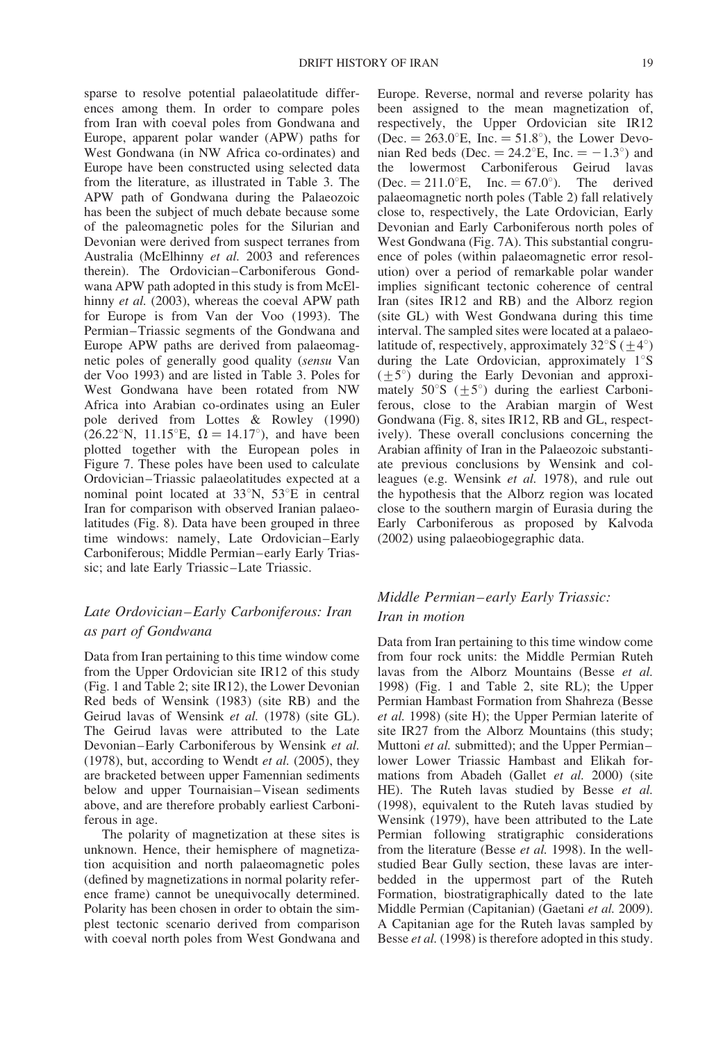sparse to resolve potential palaeolatitude differences among them. In order to compare poles from Iran with coeval poles from Gondwana and Europe, apparent polar wander (APW) paths for West Gondwana (in NW Africa co-ordinates) and Europe have been constructed using selected data from the literature, as illustrated in Table 3. The APW path of Gondwana during the Palaeozoic has been the subject of much debate because some of the paleomagnetic poles for the Silurian and Devonian were derived from suspect terranes from Australia (McElhinny *et al.* 2003 and references therein). The Ordovician–Carboniferous Gondwana APW path adopted in this study is from McElhinny *et al.* (2003), whereas the coeval APW path for Europe is from Van der Voo (1993). The Permian–Triassic segments of the Gondwana and Europe APW paths are derived from palaeomagnetic poles of generally good quality (*sensu* Van der Voo 1993) and are listed in Table 3. Poles for West Gondwana have been rotated from NW Africa into Arabian co-ordinates using an Euler pole derived from Lottes & Rowley (1990) (26.22°N, 11.15°E, $\Omega = 14.17°$), and have been plotted together with the European poles in Figure 7. These poles have been used to calculate Ordovician–Triassic palaeolatitudes expected at a nominal point located at 33°N, 53°E in central Iran for comparison with observed Iranian palaeolatitudes (Fig. 8). Data have been grouped in three time windows: namely, Late Ordovician–Early Carboniferous; Middle Permian–early Early Triassic; and late Early Triassic–Late Triassic.

## *Late Ordovician–Early Carboniferous: Iran as part of Gondwana*

Data from Iran pertaining to this time window come from the Upper Ordovician site IR12 of this study (Fig. 1 and Table 2; site IR12), the Lower Devonian Red beds of Wensink (1983) (site RB) and the Geirud lavas of Wensink *et al.* (1978) (site GL). The Geirud lavas were attributed to the Late Devonian–Early Carboniferous by Wensink *et al.* (1978), but, according to Wendt *et al.* (2005), they are bracketed between upper Famennian sediments below and upper Tournaisian–Visean sediments above, and are therefore probably earliest Carboniferous in age.

The polarity of magnetization at these sites is unknown. Hence, their hemisphere of magnetization acquisition and north palaeomagnetic poles (defined by magnetizations in normal polarity reference frame) cannot be unequivocally determined. Polarity has been chosen in order to obtain the simplest tectonic scenario derived from comparison with coeval north poles from West Gondwana and Europe. Reverse, normal and reverse polarity has been assigned to the mean magnetization of, respectively, the Upper Ordovician site IR12 (Dec. = 263.0°E, Inc. = 51.8°), the Lower Devonian Red beds (Dec. = 24.2°E, Inc. = −1.3°) and the lowermost Carboniferous Geirud lavas (Dec. = 211.0°E, Inc. = 67.0°). The derived palaeomagnetic north poles (Table 2) fall relatively close to, respectively, the Late Ordovician, Early Devonian and Early Carboniferous north poles of West Gondwana (Fig. 7A). This substantial congruence of poles (within palaeomagnetic error resolution) over a period of remarkable polar wander implies significant tectonic coherence of central Iran (sites IR12 and RB) and the Alborz region (site GL) with West Gondwana during this time interval. The sampled sites were located at a palaeolatitude of, respectively, approximately 32°S (±4°) during the Late Ordovician, approximately 1°S (±5°) during the Early Devonian and approximately 50°S (±5°) during the earliest Carboniferous, close to the Arabian margin of West Gondwana (Fig. 8, sites IR12, RB and GL, respectively). These overall conclusions concerning the Arabian affinity of Iran in the Palaeozoic substantiate previous conclusions by Wensink and colleagues (e.g. Wensink *et al.* 1978), and rule out the hypothesis that the Alborz region was located close to the southern margin of Eurasia during the Early Carboniferous as proposed by Kalvoda (2002) using palaeobiogegraphic data.

## *Middle Permian–early Early Triassic: Iran in motion*

Data from Iran pertaining to this time window come from four rock units: the Middle Permian Ruteh lavas from the Alborz Mountains (Besse *et al.* 1998) (Fig. 1 and Table 2, site RL); the Upper Permian Hambast Formation from Shahreza (Besse *et al.* 1998) (site H); the Upper Permian laterite of site IR27 from the Alborz Mountains (this study; Muttoni *et al.* submitted); and the Upper Permian–lower Lower Triassic Hambast and Elikah formations from Abadeh (Gallet *et al.* 2000) (site HE). The Ruteh lavas studied by Besse *et al.* (1998), equivalent to the Ruteh lavas studied by Wensink (1979), have been attributed to the Late Permian following stratigraphic considerations from the literature (Besse *et al.* 1998). In the well-studied Bear Gully section, these lavas are interbedded in the uppermost part of the Ruteh Formation, biostratigraphically dated to the late Middle Permian (Capitanian) (Gaetani *et al.* 2009). A Capitanian age for the Ruteh lavas sampled by Besse *et al.* (1998) is therefore adopted in this study.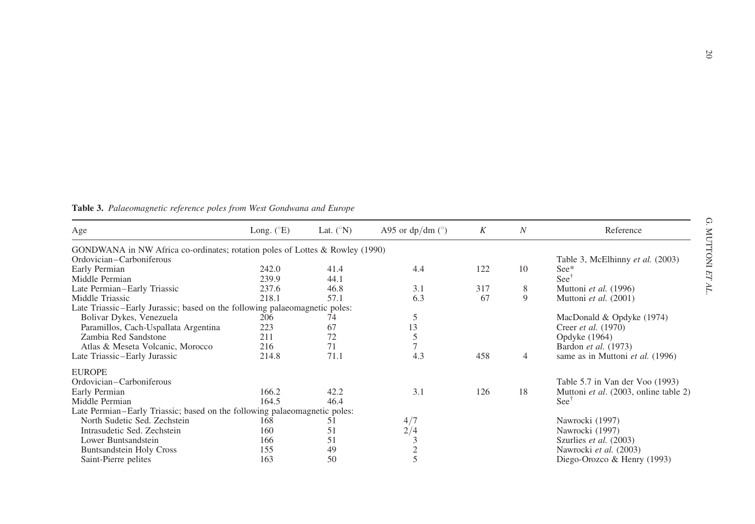**Table 3.** *Palaeomagnetic reference poles from West Gondwana and Europe*

| Age | Long. (°E) | Lat. (°N) | A95 or dp/dm (°) | *K* | *N* | Reference |
|---|---|---|---|---|---|---|
| GONDWANA in NW Africa co-ordinates; rotation poles of Lottes & Rowley (1990) | | | | | | |
| Ordovician–Carboniferous | | | | | | Table 3, McElhinny *et al.* (2003) |
| Early Permian | 242.0 | 41.4 | 4.4 | 122 | 10 | See* |
| Middle Permian | 239.9 | 44.1 | | | | See[†] |
| Late Permian–Early Triassic | 237.6 | 46.8 | 3.1 | 317 | 8 | Muttoni *et al.* (1996) |
| Middle Triassic | 218.1 | 57.1 | 6.3 | 67 | 9 | Muttoni *et al.* (2001) |
| Late Triassic–Early Jurassic; based on the following palaeomagnetic poles: | | | | | | |
| Bolivar Dykes, Venezuela | 206 | 74 | 5 | | | MacDonald & Opdyke (1974) |
| Paramillos, Cach-Uspallata Argentina | 223 | 67 | 13 | | | Creer *et al.* (1970) |
| Zambia Red Sandstone | 211 | 72 | 5 | | | Opdyke (1964) |
| Atlas & Meseta Volcanic, Morocco | 216 | 71 | 7 | | | Bardon *et al.* (1973) |
| Late Triassic–Early Jurassic | 214.8 | 71.1 | 4.3 | 458 | 4 | same as in Muttoni *et al.* (1996) |
| EUROPE | | | | | | |
| Ordovician–Carboniferous | | | | | | Table 5.7 in Van der Voo (1993) |
| Early Permian | 166.2 | 42.2 | 3.1 | 126 | 18 | Muttoni *et al*. (2003, online table 2) |
| Middle Permian | 164.5 | 46.4 | | | | See[†] |
| Late Permian–Early Triassic; based on the following palaeomagnetic poles: | | | | | | |
| North Sudetic Sed. Zechstein | 168 | 51 | 4/7 | | | Nawrocki (1997) |
| Intrasudetic Sed. Zechstein | 160 | 51 | 2/4 | | | Nawrocki (1997) |
| Lower Buntsandstein | 166 | 51 | 3 | | | Szurlies *et al.* (2003) |
| Buntsandstein Holy Cross | 155 | 49 | 2 | | | Nawrocki *et al.* (2003) |
| Saint-Pierre pelites | 163 | 50 | 5 | | | Diego-Orozco & Henry (1993) |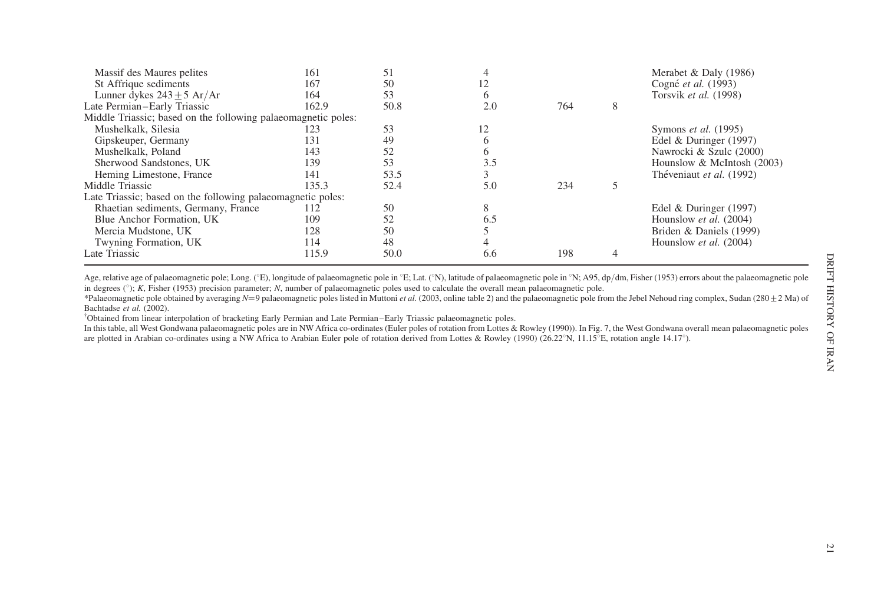| Age | Long. (°E) | Lat. (°N) | A95, dp/dm | K | N | Reference |
|---|---|---|---|---|---|---|
| Massif des Maures pelites | 161 | 51 | 4 | | | Merabet & Daly (1986) |
| St Affrique sediments | 167 | 50 | 12 | | | Cogné *et al.* (1993) |
| Lunner dykes $243 \pm 5$ Ar/Ar | 164 | 53 | 6 | | | Torsvik *et al.* (1998) |
| Late Permian–Early Triassic | 162.9 | 50.8 | 2.0 | 764 | 8 | |
| Middle Triassic; based on the following palaeomagnetic poles: | | | | | | |
| Mushelkalk, Silesia | 123 | 53 | 12 | | | Symons *et al.* (1995) |
| Gipskeuper, Germany | 131 | 49 | 6 | | | Edel & Duringer (1997) |
| Mushelkalk, Poland | 143 | 52 | 6 | | | Nawrocki & Szulc (2000) |
| Sherwood Sandstones, UK | 139 | 53 | 3.5 | | | Hounslow & McIntosh (2003) |
| Heming Limestone, France | 141 | 53.5 | 3 | | | Théveniaut *et al.* (1992) |
| Middle Triassic | 135.3 | 52.4 | 5.0 | 234 | 5 | |
| Late Triassic; based on the following palaeomagnetic poles: | | | | | | |
| Rhaetian sediments, Germany, France | 112 | 50 | 8 | | | Edel & Duringer (1997) |
| Blue Anchor Formation, UK | 109 | 52 | 6.5 | | | Hounslow *et al.* (2004) |
| Mercia Mudstone, UK | 128 | 50 | 5 | | | Briden & Daniels (1999) |
| Twyning Formation, UK | 114 | 48 | 4 | | | Hounslow *et al.* (2004) |
| Late Triassic | 115.9 | 50.0 | 6.6 | 198 | 4 | |

Age, relative age of palaeomagnetic pole; Long. (°E), longitude of palaeomagnetic pole in °E; Lat. (°N), latitude of palaeomagnetic pole in °N; A95, dp/dm, Fisher (1953) errors about the palaeomagnetic pole in degrees (°); *K*, Fisher (1953) precision parameter; *N*, number of palaeomagnetic poles used to calculate the overall mean palaeomagnetic pole.

*Palaeomagnetic pole obtained by averaging $N=9$ palaeomagnetic poles listed in Muttoni *et al.* (2003, online table 2) and the palaeomagnetic pole from the Jebel Nehoud ring complex, Sudan ($280 \pm 2$ Ma) of Bachtadse *et al.* (2002).

†Obtained from linear interpolation of bracketing Early Permian and Late Permian–Early Triassic palaeomagnetic poles.

In this table, all West Gondwana palaeomagnetic poles are in NW Africa co-ordinates (Euler poles of rotation from Lottes & Rowley (1990)). In Fig. 7, the West Gondwana overall mean palaeomagnetic poles are plotted in Arabian co-ordinates using a NW Africa to Arabian Euler pole of rotation derived from Lottes & Rowley (1990) (26.22°N, 11.15°E, rotation angle 14.17°).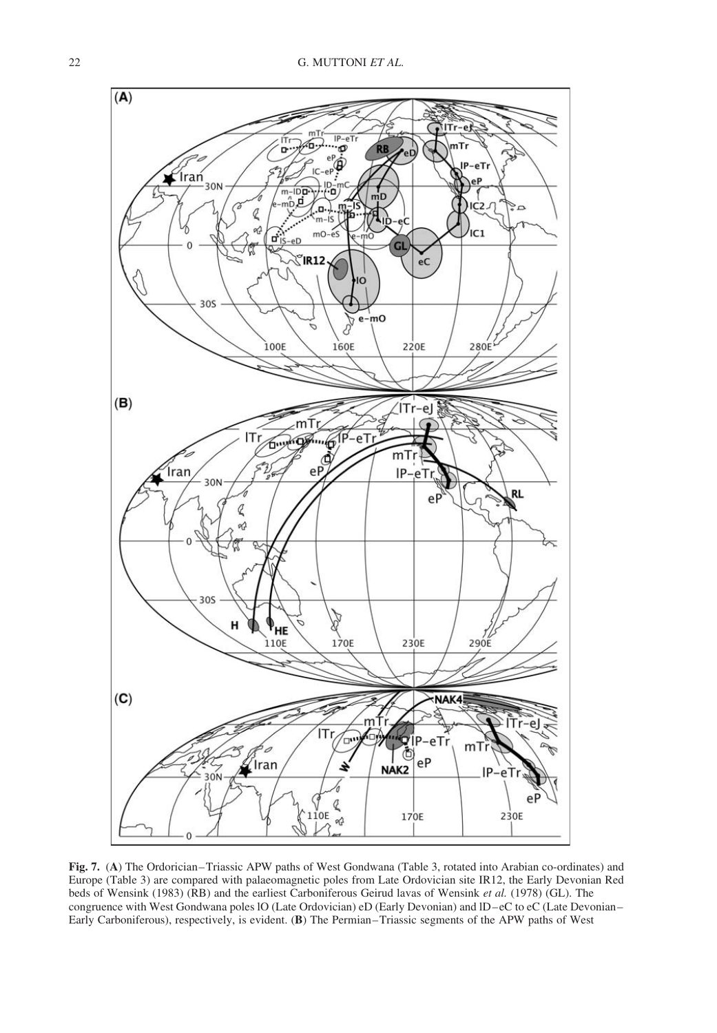**Fig. 7.** (**A**) The Ordorician–Triassic APW paths of West Gondwana (Table 3, rotated into Arabian co-ordinates) and Europe (Table 3) are compared with palaeomagnetic poles from Late Ordovician site IR12, the Early Devonian Red beds of Wensink (1983) (RB) and the earliest Carboniferous Geirud lavas of Wensink *et al.* (1978) (GL). The congruence with West Gondwana poles lO (Late Ordovician) eD (Early Devonian) and lD–eC to eC (Late Devonian–Early Carboniferous), respectively, is evident. (**B**) The Permian–Triassic segments of the APW paths of West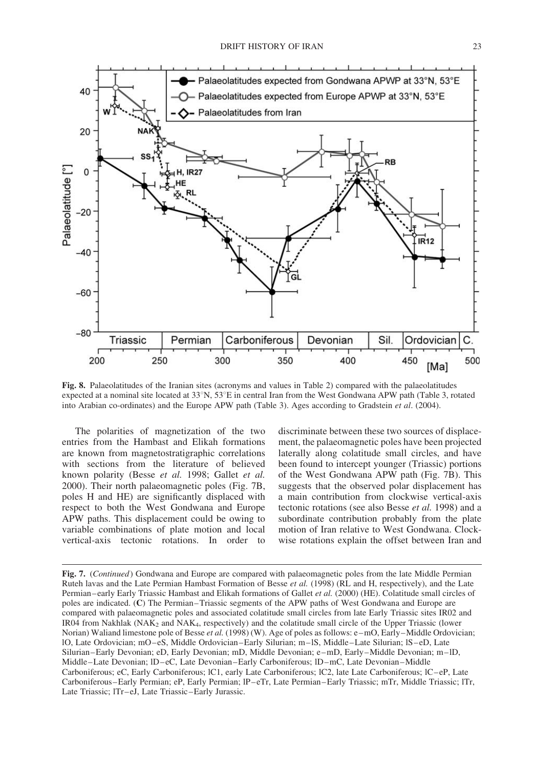**Fig. 8.** Palaeolatitudes of the Iranian sites (acronyms and values in Table 2) compared with the palaeolatitudes expected at a nominal site located at 33°N, 53°E in central Iran from the West Gondwana APW path (Table 3, rotated into Arabian co-ordinates) and the Europe APW path (Table 3). Ages according to Gradstein *et al*. (2004).

The polarities of magnetization of the two entries from the Hambast and Elikah formations are known from magnetostratigraphic correlations with sections from the literature of believed known polarity (Besse *et al.* 1998; Gallet *et al.* 2000). Their north palaeomagnetic poles (Fig. 7B, poles H and HE) are significantly displaced with respect to both the West Gondwana and Europe APW paths. This displacement could be owing to variable combinations of plate motion and local vertical-axis tectonic rotations. In order to discriminate between these two sources of displacement, the palaeomagnetic poles have been projected laterally along colatitude small circles, and have been found to intercept younger (Triassic) portions of the West Gondwana APW path (Fig. 7B). This suggests that the observed polar displacement has a main contribution from clockwise vertical-axis tectonic rotations (see also Besse *et al.* 1998) and a subordinate contribution probably from the plate motion of Iran relative to West Gondwana. Clockwise rotations explain the offset between Iran and

**Fig. 7.** (*Continued*) Gondwana and Europe are compared with palaeomagnetic poles from the late Middle Permian Ruteh lavas and the Late Permian Hambast Formation of Besse *et al.* (1998) (RL and H, respectively), and the Late Permian–early Early Triassic Hambast and Elikah formations of Gallet *et al.* (2000) (HE). Colatitude small circles of poles are indicated. (**C**) The Permian–Triassic segments of the APW paths of West Gondwana and Europe are compared with palaeomagnetic poles and associated colatitude small circles from late Early Triassic sites IR02 and IR04 from Nakhlak ($NAK_2$ and $NAK_4$, respectively) and the colatitude small circle of the Upper Triassic (lower Norian) Waliand limestone pole of Besse *et al.* (1998) (W). Age of poles as follows: e–mO, Early–Middle Ordovician; lO, Late Ordovician; mO–eS, Middle Ordovician–Early Silurian; m–lS, Middle–Late Silurian; lS–eD, Late Silurian–Early Devonian; eD, Early Devonian; mD, Middle Devonian; e–mD, Early–Middle Devonian; m–lD, Middle–Late Devonian; lD–eC, Late Devonian–Early Carboniferous; lD–mC, Late Devonian–Middle Carboniferous; eC, Early Carboniferous; lC1, early Late Carboniferous; lC2, late Late Carboniferous; lC–eP, Late Carboniferous–Early Permian; eP, Early Permian; lP–eTr, Late Permian–Early Triassic; mTr, Middle Triassic; lTr, Late Triassic; lTr–eJ, Late Triassic–Early Jurassic.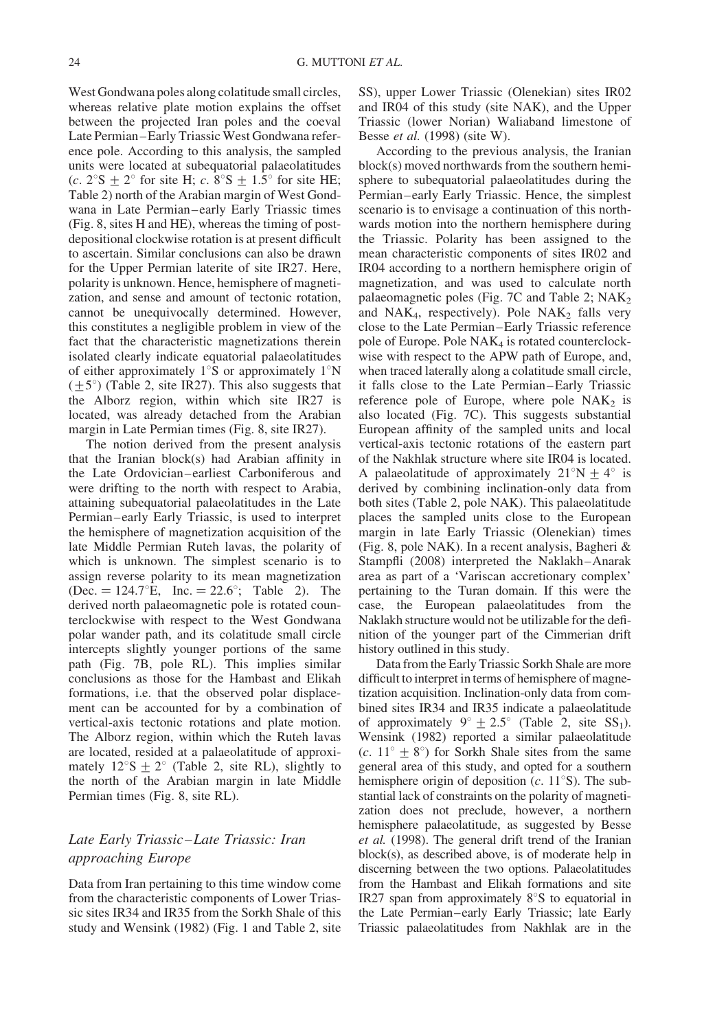West Gondwana poles along colatitude small circles, whereas relative plate motion explains the offset between the projected Iran poles and the coeval Late Permian–Early Triassic West Gondwana reference pole. According to this analysis, the sampled units were located at subequatorial palaeolatitudes (*c.* 2°S ± 2° for site H; *c.* 8°S ± 1.5° for site HE; Table 2) north of the Arabian margin of West Gondwana in Late Permian–early Early Triassic times (Fig. 8, sites H and HE), whereas the timing of post-depositional clockwise rotation is at present difficult to ascertain. Similar conclusions can also be drawn for the Upper Permian laterite of site IR27. Here, polarity is unknown. Hence, hemisphere of magnetization, and sense and amount of tectonic rotation, cannot be unequivocally determined. However, this constitutes a negligible problem in view of the fact that the characteristic magnetizations therein isolated clearly indicate equatorial palaeolatitudes of either approximately 1°S or approximately 1°N (±5°) (Table 2, site IR27). This also suggests that the Alborz region, within which site IR27 is located, was already detached from the Arabian margin in Late Permian times (Fig. 8, site IR27).

The notion derived from the present analysis that the Iranian block(s) had Arabian affinity in the Late Ordovician–earliest Carboniferous and were drifting to the north with respect to Arabia, attaining subequatorial palaeolatitudes in the Late Permian–early Early Triassic, is used to interpret the hemisphere of magnetization acquisition of the late Middle Permian Ruteh lavas, the polarity of which is unknown. The simplest scenario is to assign reverse polarity to its mean magnetization (Dec. = 124.7°E, Inc. = 22.6°; Table 2). The derived north palaeomagnetic pole is rotated counterclockwise with respect to the West Gondwana polar wander path, and its colatitude small circle intercepts slightly younger portions of the same path (Fig. 7B, pole RL). This implies similar conclusions as those for the Hambast and Elikah formations, i.e. that the observed polar displacement can be accounted for by a combination of vertical-axis tectonic rotations and plate motion. The Alborz region, within which the Ruteh lavas are located, resided at a palaeolatitude of approximately 12°S ± 2° (Table 2, site RL), slightly to the north of the Arabian margin in late Middle Permian times (Fig. 8, site RL).

### *Late Early Triassic–Late Triassic: Iran approaching Europe*

Data from Iran pertaining to this time window come from the characteristic components of Lower Triassic sites IR34 and IR35 from the Sorkh Shale of this study and Wensink (1982) (Fig. 1 and Table 2, site SS), upper Lower Triassic (Olenekian) sites IR02 and IR04 of this study (site NAK), and the Upper Triassic (lower Norian) Waliaband limestone of Besse *et al.* (1998) (site W).

According to the previous analysis, the Iranian block(s) moved northwards from the southern hemisphere to subequatorial palaeolatitudes during the Permian–early Early Triassic. Hence, the simplest scenario is to envisage a continuation of this northwards motion into the northern hemisphere during the Triassic. Polarity has been assigned to the mean characteristic components of sites IR02 and IR04 according to a northern hemisphere origin of magnetization, and was used to calculate north palaeomagnetic poles (Fig. 7C and Table 2; $NAK_2$ and $NAK_4$, respectively). Pole $NAK_2$ falls very close to the Late Permian–Early Triassic reference pole of Europe. Pole $NAK_4$ is rotated counterclockwise with respect to the APW path of Europe, and, when traced laterally along a colatitude small circle, it falls close to the Late Permian–Early Triassic reference pole of Europe, where pole $NAK_2$ is also located (Fig. 7C). This suggests substantial European affinity of the sampled units and local vertical-axis tectonic rotations of the eastern part of the Nakhlak structure where site IR04 is located. A palaeolatitude of approximately 21°N ± 4° is derived by combining inclination-only data from both sites (Table 2, pole NAK). This palaeolatitude places the sampled units close to the European margin in late Early Triassic (Olenekian) times (Fig. 8, pole NAK). In a recent analysis, Bagheri & Stampfli (2008) interpreted the Naklakh–Anarak area as part of a 'Variscan accretionary complex' pertaining to the Turan domain. If this were the case, the European palaeolatitudes from the Naklakh structure would not be utilizable for the definition of the younger part of the Cimmerian drift history outlined in this study.

Data from the Early Triassic Sorkh Shale are more difficult to interpret in terms of hemisphere of magnetization acquisition. Inclination-only data from combined sites IR34 and IR35 indicate a palaeolatitude of approximately 9° ± 2.5° (Table 2, site $SS_1$). Wensink (1982) reported a similar palaeolatitude (*c.* 11° ± 8°) for Sorkh Shale sites from the same general area of this study, and opted for a southern hemisphere origin of deposition (*c.* 11°S). The substantial lack of constraints on the polarity of magnetization does not preclude, however, a northern hemisphere palaeolatitude, as suggested by Besse *et al.* (1998). The general drift trend of the Iranian block(s), as described above, is of moderate help in discerning between the two options. Palaeolatitudes from the Hambast and Elikah formations and site IR27 span from approximately 8°S to equatorial in the Late Permian–early Early Triassic; late Early Triassic palaeolatitudes from Nakhlak are in the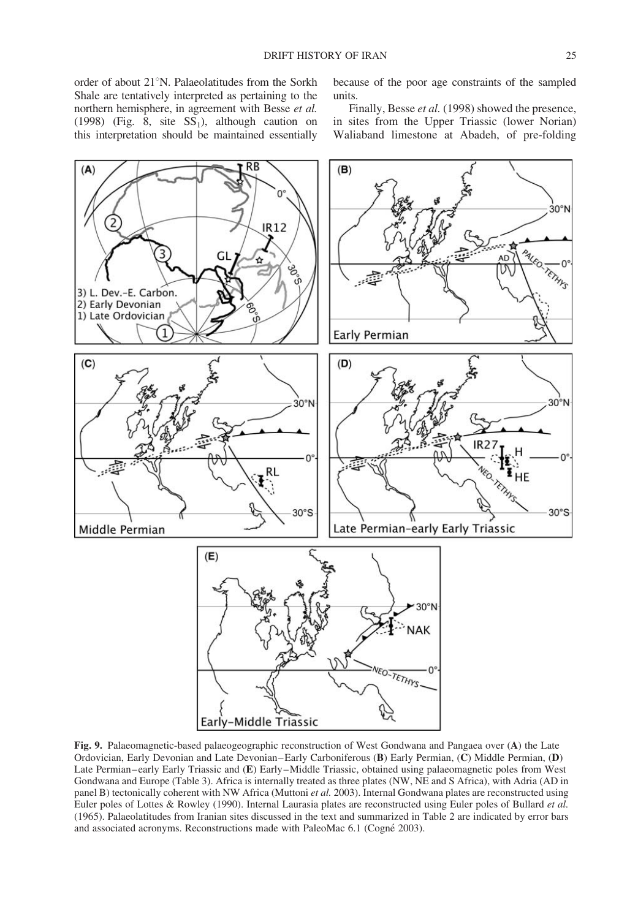order of about 21°N. Palaeolatitudes from the Sorkh Shale are tentatively interpreted as pertaining to the northern hemisphere, in agreement with Besse *et al.* (1998) (Fig. 8, site $SS_1$), although caution on this interpretation should be maintained essentially because of the poor age constraints of the sampled units.

Finally, Besse *et al.* (1998) showed the presence, in sites from the Upper Triassic (lower Norian) Waliaband limestone at Abadeh, of pre-folding

**Fig. 9.** Palaeomagnetic-based palaeogeographic reconstruction of West Gondwana and Pangaea over (**A**) the Late Ordovician, Early Devonian and Late Devonian–Early Carboniferous (**B**) Early Permian, (**C**) Middle Permian, (**D**) Late Permian–early Early Triassic and (**E**) Early–Middle Triassic, obtained using palaeomagnetic poles from West Gondwana and Europe (Table 3). Africa is internally treated as three plates (NW, NE and S Africa), with Adria (AD in panel B) tectonically coherent with NW Africa (Muttoni *et al.* 2003). Internal Gondwana plates are reconstructed using Euler poles of Lottes & Rowley (1990). Internal Laurasia plates are reconstructed using Euler poles of Bullard *et al.* (1965). Palaeolatitudes from Iranian sites discussed in the text and summarized in Table 2 are indicated by error bars and associated acronyms. Reconstructions made with PaleoMac 6.1 (Cogné 2003).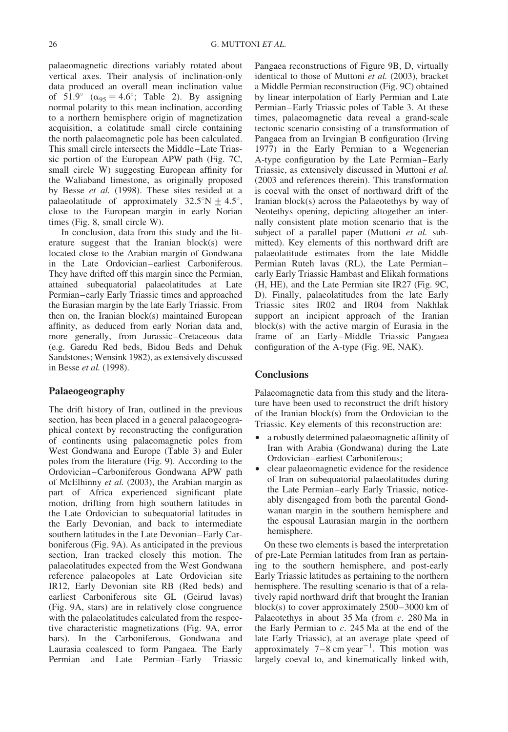palaeomagnetic directions variably rotated about vertical axes. Their analysis of inclination-only data produced an overall mean inclination value of 51.9° ($\alpha_{95} = 4.6°$; Table 2). By assigning normal polarity to this mean inclination, according to a northern hemisphere origin of magnetization acquisition, a colatitude small circle containing the north palaeomagnetic pole has been calculated. This small circle intersects the Middle–Late Triassic portion of the European APW path (Fig. 7C, small circle W) suggesting European affinity for the Waliaband limestone, as originally proposed by Besse *et al.* (1998). These sites resided at a palaeolatitude of approximately 32.5°N ± 4.5°, close to the European margin in early Norian times (Fig. 8, small circle W).

In conclusion, data from this study and the literature suggest that the Iranian block(s) were located close to the Arabian margin of Gondwana in the Late Ordovician–earliest Carboniferous. They have drifted off this margin since the Permian, attained subequatorial palaeolatitudes at Late Permian–early Early Triassic times and approached the Eurasian margin by the late Early Triassic. From then on, the Iranian block(s) maintained European affinity, as deduced from early Norian data and, more generally, from Jurassic–Cretaceous data (e.g. Garedu Red beds, Bidou Beds and Dehuk Sandstones; Wensink 1982), as extensively discussed in Besse *et al.* (1998).

## Palaeogeography

The drift history of Iran, outlined in the previous section, has been placed in a general palaeogeographical context by reconstructing the configuration of continents using palaeomagnetic poles from West Gondwana and Europe (Table 3) and Euler poles from the literature (Fig. 9). According to the Ordovician–Carboniferous Gondwana APW path of McElhinny *et al.* (2003), the Arabian margin as part of Africa experienced significant plate motion, drifting from high southern latitudes in the Late Ordovician to subequatorial latitudes in the Early Devonian, and back to intermediate southern latitudes in the Late Devonian–Early Carboniferous (Fig. 9A). As anticipated in the previous section, Iran tracked closely this motion. The palaeolatitudes expected from the West Gondwana reference palaeopoles at Late Ordovician site IR12, Early Devonian site RB (Red beds) and earliest Carboniferous site GL (Geirud lavas) (Fig. 9A, stars) are in relatively close congruence with the palaeolatitudes calculated from the respective characteristic magnetizations (Fig. 9A, error bars). In the Carboniferous, Gondwana and Laurasia coalesced to form Pangaea. The Early Permian and Late Permian–Early Triassic Pangaea reconstructions of Figure 9B, D, virtually identical to those of Muttoni *et al.* (2003), bracket a Middle Permian reconstruction (Fig. 9C) obtained by linear interpolation of Early Permian and Late Permian–Early Triassic poles of Table 3. At these times, palaeomagnetic data reveal a grand-scale tectonic scenario consisting of a transformation of Pangaea from an Irvingian B configuration (Irving 1977) in the Early Permian to a Wegenerian A-type configuration by the Late Permian–Early Triassic, as extensively discussed in Muttoni *et al.* (2003 and references therein). This transformation is coeval with the onset of northward drift of the Iranian block(s) across the Palaeotethys by way of Neotethys opening, depicting altogether an internally consistent plate motion scenario that is the subject of a parallel paper (Muttoni *et al.* submitted). Key elements of this northward drift are palaeolatitude estimates from the late Middle Permian Ruteh lavas (RL), the Late Permian–early Early Triassic Hambast and Elikah formations (H, HE), and the Late Permian site IR27 (Fig. 9C, D). Finally, palaeolatitudes from the late Early Triassic sites IR02 and IR04 from Nakhlak support an incipient approach of the Iranian block(s) with the active margin of Eurasia in the frame of an Early–Middle Triassic Pangaea configuration of the A-type (Fig. 9E, NAK).

## Conclusions

Palaeomagnetic data from this study and the literature have been used to reconstruct the drift history of the Iranian block(s) from the Ordovician to the Triassic. Key elements of this reconstruction are:

- a robustly determined palaeomagnetic affinity of Iran with Arabia (Gondwana) during the Late Ordovician–earliest Carboniferous;
- clear palaeomagnetic evidence for the residence of Iran on subequatorial palaeolatitudes during the Late Permian–early Early Triassic, noticeably disengaged from both the parental Gondwanan margin in the southern hemisphere and the espousal Laurasian margin in the northern hemisphere.

On these two elements is based the interpretation of pre-Late Permian latitudes from Iran as pertaining to the southern hemisphere, and post-early Early Triassic latitudes as pertaining to the northern hemisphere. The resulting scenario is that of a relatively rapid northward drift that brought the Iranian block(s) to cover approximately 2500–3000 km of Palaeotethys in about 35 Ma (from *c.* 280 Ma in the Early Permian to *c.* 245 Ma at the end of the late Early Triassic), at an average plate speed of approximately 7–8 cm $\text{year}^{-1}$. This motion was largely coeval to, and kinematically linked with,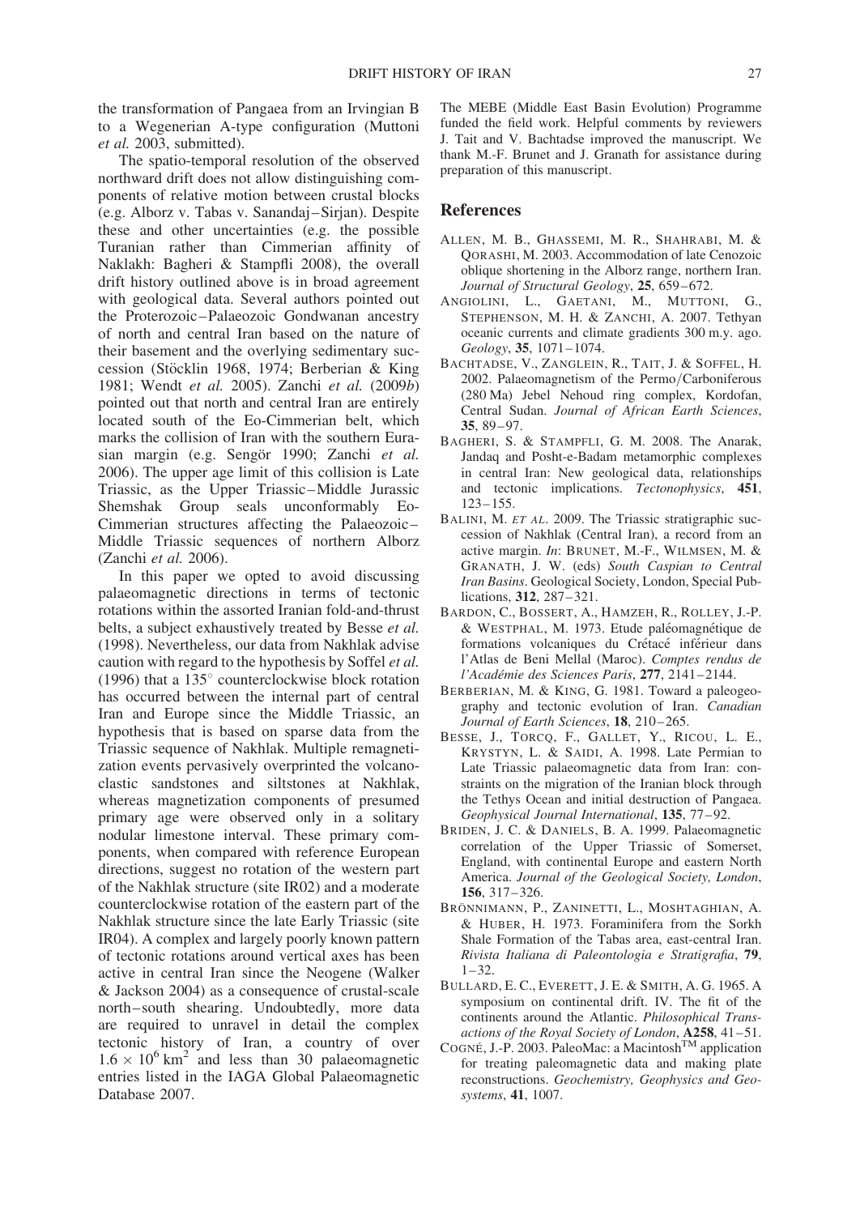the transformation of Pangaea from an Irvingian B to a Wegenerian A-type configuration (Muttoni *et al.* 2003, submitted).

The spatio-temporal resolution of the observed northward drift does not allow distinguishing components of relative motion between crustal blocks (e.g. Alborz v. Tabas v. Sanandaj–Sirjan). Despite these and other uncertainties (e.g. the possible Turanian rather than Cimmerian affinity of Naklakh: Bagheri & Stampfli 2008), the overall drift history outlined above is in broad agreement with geological data. Several authors pointed out the Proterozoic–Palaeozoic Gondwanan ancestry of north and central Iran based on the nature of their basement and the overlying sedimentary succession (Stöcklin 1968, 1974; Berberian & King 1981; Wendt *et al.* 2005). Zanchi *et al.* (2009*b*) pointed out that north and central Iran are entirely located south of the Eo-Cimmerian belt, which marks the collision of Iran with the southern Eurasian margin (e.g. Sengör 1990; Zanchi *et al.* 2006). The upper age limit of this collision is Late Triassic, as the Upper Triassic–Middle Jurassic Shemshak Group seals unconformably Eo-Cimmerian structures affecting the Palaeozoic–Middle Triassic sequences of northern Alborz (Zanchi *et al.* 2006).

In this paper we opted to avoid discussing palaeomagnetic directions in terms of tectonic rotations within the assorted Iranian fold-and-thrust belts, a subject exhaustively treated by Besse *et al.* (1998). Nevertheless, our data from Nakhlak advise caution with regard to the hypothesis by Soffel *et al.* (1996) that a 135° counterclockwise block rotation has occurred between the internal part of central Iran and Europe since the Middle Triassic, an hypothesis that is based on sparse data from the Triassic sequence of Nakhlak. Multiple remagnetization events pervasively overprinted the volcanoclastic sandstones and siltstones at Nakhlak, whereas magnetization components of presumed primary age were observed only in a solitary nodular limestone interval. These primary components, when compared with reference European directions, suggest no rotation of the western part of the Nakhlak structure (site IR02) and a moderate counterclockwise rotation of the eastern part of the Nakhlak structure since the late Early Triassic (site IR04). A complex and largely poorly known pattern of tectonic rotations around vertical axes has been active in central Iran since the Neogene (Walker & Jackson 2004) as a consequence of crustal-scale north–south shearing. Undoubtedly, more data are required to unravel in detail the complex tectonic history of Iran, a country of over $1.6 \times 10^6$ km$^2$ and less than 30 palaeomagnetic entries listed in the IAGA Global Palaeomagnetic Database 2007.

The MEBE (Middle East Basin Evolution) Programme funded the field work. Helpful comments by reviewers J. Tait and V. Bachtadse improved the manuscript. We thank M.-F. Brunet and J. Granath for assistance during preparation of this manuscript.

## References

Allen, M. B., Ghassemi, M. R., Shahrabi, M. & Qorashi, M. 2003. Accommodation of late Cenozoic oblique shortening in the Alborz range, northern Iran. *Journal of Structural Geology*, **25**, 659–672.

Angiolini, L., Gaetani, M., Muttoni, G., Stephenson, M. H. & Zanchi, A. 2007. Tethyan oceanic currents and climate gradients 300 m.y. ago. *Geology*, **35**, 1071–1074.

Bachtadse, V., Zanglein, R., Tait, J. & Soffel, H. 2002. Palaeomagnetism of the Permo/Carboniferous (280 Ma) Jebel Nehoud ring complex, Kordofan, Central Sudan. *Journal of African Earth Sciences*, **35**, 89–97.

Bagheri, S. & Stampfli, G. M. 2008. The Anarak, Jandaq and Posht-e-Badam metamorphic complexes in central Iran: New geological data, relationships and tectonic implications. *Tectonophysics*, **451**, 123–155.

Balini, M. *et al.* 2009. The Triassic stratigraphic succession of Nakhlak (Central Iran), a record from an active margin. *In*: Brunet, M.-F., Wilmsen, M. & Granath, J. W. (eds) *South Caspian to Central Iran Basins*. Geological Society, London, Special Publications, **312**, 287–321.

Bardon, C., Bossert, A., Hamzeh, R., Rolley, J.-P. & Westphal, M. 1973. Etude paléomagnétique de formations volcaniques du Crétacé inférieur dans l'Atlas de Beni Mellal (Maroc). *Comptes rendus de l'Académie des Sciences Paris*, **277**, 2141–2144.

Berberian, M. & King, G. 1981. Toward a paleogeography and tectonic evolution of Iran. *Canadian Journal of Earth Sciences*, **18**, 210–265.

Besse, J., Torcq, F., Gallet, Y., Ricou, L. E., Krystyn, L. & Saidi, A. 1998. Late Permian to Late Triassic palaeomagnetic data from Iran: constraints on the migration of the Iranian block through the Tethys Ocean and initial destruction of Pangaea. *Geophysical Journal International*, **135**, 77–92.

Briden, J. C. & Daniels, B. A. 1999. Palaeomagnetic correlation of the Upper Triassic of Somerset, England, with continental Europe and eastern North America. *Journal of the Geological Society, London*, **156**, 317–326.

Brönnimann, P., Zaninetti, L., Moshtaghian, A. & Huber, H. 1973. Foraminifera from the Sorkh Shale Formation of the Tabas area, east-central Iran. *Rivista Italiana di Paleontologia e Stratigrafia*, **79**, 1–32.

Bullard, E. C., Everett, J. E. & Smith, A. G. 1965. A symposium on continental drift. IV. The fit of the continents around the Atlantic. *Philosophical Transactions of the Royal Society of London*, **A258**, 41–51.

Cogné, J.-P. 2003. PaleoMac: a Macintosh™ application for treating paleomagnetic data and making plate reconstructions. *Geochemistry, Geophysics and Geosystems*, **41**, 1007.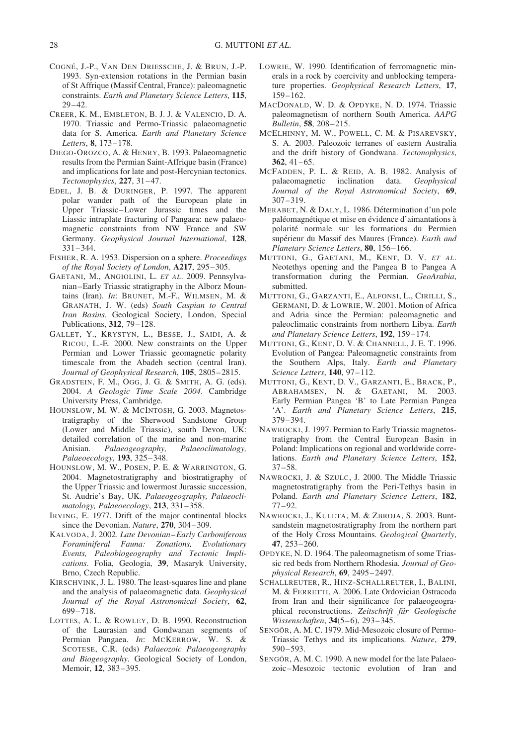Cogné, J.-P., Van Den Driessche, J. & Brun, J.-P. 1993. Syn-extension rotations in the Permian basin of St Affrique (Massif Central, France): paleomagnetic constraints. *Earth and Planetary Science Letters*, **115**, 29–42.

Creer, K. M., Embleton, B. J. J. & Valencio, D. A. 1970. Triassic and Permo-Triassic palaeomagnetic data for S. America. *Earth and Planetary Science Letters*, **8**, 173–178.

Diego-Orozco, A. & Henry, B. 1993. Palaeomagnetic results from the Permian Saint-Affrique basin (France) and implications for late and post-Hercynian tectonics. *Tectonophysics*, **227**, 31–47.

Edel, J. B. & Duringer, P. 1997. The apparent polar wander path of the European plate in Upper Triassic–Lower Jurassic times and the Liassic intraplate fracturing of Pangaea: new palaeomagnetic constraints from NW France and SW Germany. *Geophysical Journal International*, **128**, 331–344.

Fisher, R. A. 1953. Dispersion on a sphere. *Proceedings of the Royal Society of London*, **A217**, 295–305.

Gaetani, M., Angiolini, L. *et al.* 2009. Pennsylvanian–Early Triassic stratigraphy in the Alborz Mountains (Iran). *In*: Brunet, M.-F., Wilmsen, M. & Granath, J. W. (eds) *South Caspian to Central Iran Basins*. Geological Society, London, Special Publications, **312**, 79–128.

Gallet, Y., Krystyn, L., Besse, J., Saidi, A. & Ricou, L.-E. 2000. New constraints on the Upper Permian and Lower Triassic geomagnetic polarity timescale from the Abadeh section (central Iran). *Journal of Geophysical Research*, **105**, 2805–2815.

Gradstein, F. M., Ogg, J. G. & Smith, A. G. (eds). 2004. *A Geologic Time Scale 2004*. Cambridge University Press, Cambridge.

Hounslow, M. W. & McIntosh, G. 2003. Magnetostratigraphy of the Sherwood Sandstone Group (Lower and Middle Triassic), south Devon, UK: detailed correlation of the marine and non-marine Anisian. *Palaeogeography, Palaeoclimatology, Palaeoecology*, **193**, 325–348.

Hounslow, M. W., Posen, P. E. & Warrington, G. 2004. Magnetostratigraphy and biostratigraphy of the Upper Triassic and lowermost Jurassic succession, St. Audrie's Bay, UK. *Palaeogeography, Palaeoclimatology, Palaeoecology*, **213**, 331–358.

Irving, E. 1977. Drift of the major continental blocks since the Devonian. *Nature*, **270**, 304–309.

Kalvoda, J. 2002. *Late Devonian–Early Carboniferous Foraminiferal Fauna: Zonations, Evolutionary Events, Paleobiogeography and Tectonic Implications*. Folia, Geologia, **39**, Masaryk University, Brno, Czech Republic.

Kirschvink, J. L. 1980. The least-squares line and plane and the analysis of palaeomagnetic data. *Geophysical Journal of the Royal Astronomical Society*, **62**, 699–718.

Lottes, A. L. & Rowley, D. B. 1990. Reconstruction of the Laurasian and Gondwanan segments of Permian Pangaea. *In*: McKerrow, W. S. & Scotese, C.R. (eds) *Palaeozoic Palaeogeography and Biogeography*. Geological Society of London, Memoir, **12**, 383–395.

Lowrie, W. 1990. Identification of ferromagnetic minerals in a rock by coercivity and unblocking temperature properties. *Geophysical Research Letters*, **17**, 159–162.

MacDonald, W. D. & Opdyke, N. D. 1974. Triassic paleomagnetism of northern South America. *AAPG Bulletin*, **58**, 208–215.

McElhinny, M. W., Powell, C. M. & Pisarevsky, S. A. 2003. Paleozoic terranes of eastern Australia and the drift history of Gondwana. *Tectonophysics*, **362**, 41–65.

McFadden, P. L. & Reid, A. B. 1982. Analysis of palaeomagnetic inclination data. *Geophysical Journal of the Royal Astronomical Society*, **69**, 307–319.

Merabet, N. & Daly, L. 1986. Détermination d'un pole paléomagnétique et mise en évidence d'aimantations à polarité normale sur les formations du Permien supérieur du Massif des Maures (France). *Earth and Planetary Science Letters*, **80**, 156–166.

Muttoni, G., Gaetani, M., Kent, D. V. *et al.* Neotethys opening and the Pangea B to Pangea A transformation during the Permian. *GeoArabia*, submitted.

Muttoni, G., Garzanti, E., Alfonsi, L., Cirilli, S., Germani, D. & Lowrie, W. 2001. Motion of Africa and Adria since the Permian: paleomagnetic and paleoclimatic constraints from northern Libya. *Earth and Planetary Science Letters*, **192**, 159–174.

Muttoni, G., Kent, D. V. & Channell, J. E. T. 1996. Evolution of Pangea: Paleomagnetic constraints from the Southern Alps, Italy. *Earth and Planetary Science Letters*, **140**, 97–112.

Muttoni, G., Kent, D. V., Garzanti, E., Brack, P., Abrahamsen, N. & Gaetani, M. 2003. Early Permian Pangea 'B' to Late Permian Pangea 'A'. *Earth and Planetary Science Letters*, **215**, 379–394.

Nawrocki, J. 1997. Permian to Early Triassic magnetostratigraphy from the Central European Basin in Poland: Implications on regional and worldwide correlations. *Earth and Planetary Science Letters*, **152**, 37–58.

Nawrocki, J. & Szulc, J. 2000. The Middle Triassic magnetostratigraphy from the Peri-Tethys basin in Poland. *Earth and Planetary Science Letters*, **182**, 77–92.

Nawrocki, J., Kuleta, M. & Zbroja, S. 2003. Buntsandstein magnetostratigraphy from the northern part of the Holy Cross Mountains. *Geological Quarterly*, **47**, 253–260.

Opdyke, N. D. 1964. The paleomagnetism of some Triassic red beds from Northern Rhodesia. *Journal of Geophysical Research*, **69**, 2495–2497.

Schallreuter, R., Hinz-Schallreuter, I., Balini, M. & Ferretti, A. 2006. Late Ordovician Ostracoda from Iran and their significance for palaeogeographical reconstructions. *Zeitschrift für Geologische Wissenschaften*, **34**(5–6), 293–345.

Sengör, A. M. C. 1979. Mid-Mesozoic closure of Permo-Triassic Tethys and its implications. *Nature*, **279**, 590–593.

Sengör, A. M. C. 1990. A new model for the late Palaeozoic–Mesozoic tectonic evolution of Iran and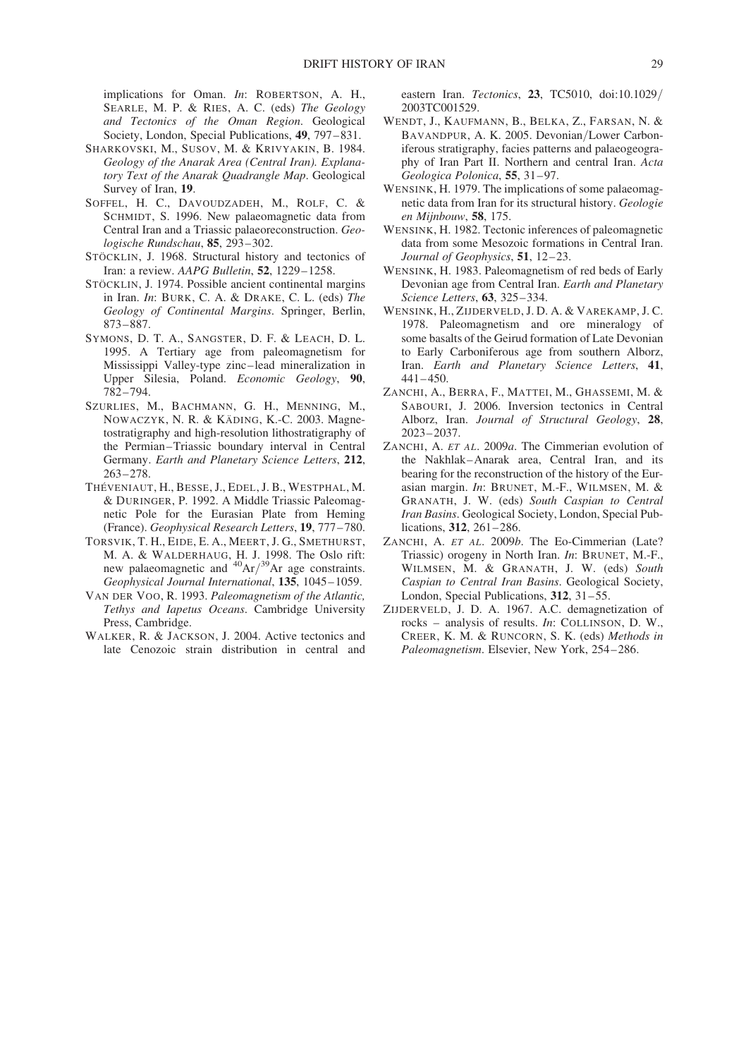implications for Oman. *In*: ROBERTSON, A. H., SEARLE, M. P. & RIES, A. C. (eds) *The Geology and Tectonics of the Oman Region*. Geological Society, London, Special Publications, **49**, 797–831.

SHARKOVSKI, M., SUSOV, M. & KRIVYAKIN, B. 1984. *Geology of the Anarak Area (Central Iran). Explanatory Text of the Anarak Quadrangle Map*. Geological Survey of Iran, **19**.

SOFFEL, H. C., DAVOUDZADEH, M., ROLF, C. & SCHMIDT, S. 1996. New palaeomagnetic data from Central Iran and a Triassic palaeoreconstruction. *Geologische Rundschau*, **85**, 293–302.

STÖCKLIN, J. 1968. Structural history and tectonics of Iran: a review. *AAPG Bulletin*, **52**, 1229–1258.

STÖCKLIN, J. 1974. Possible ancient continental margins in Iran. *In*: BURK, C. A. & DRAKE, C. L. (eds) *The Geology of Continental Margins*. Springer, Berlin, 873–887.

SYMONS, D. T. A., SANGSTER, D. F. & LEACH, D. L. 1995. A Tertiary age from paleomagnetism for Mississippi Valley-type zinc–lead mineralization in Upper Silesia, Poland. *Economic Geology*, **90**, 782–794.

SZURLIES, M., BACHMANN, G. H., MENNING, M., NOWACZYK, N. R. & KÄDING, K.-C. 2003. Magnetostratigraphy and high-resolution lithostratigraphy of the Permian–Triassic boundary interval in Central Germany. *Earth and Planetary Science Letters*, **212**, 263–278.

THÉVENIAUT, H., BESSE, J., EDEL, J. B., WESTPHAL, M. & DURINGER, P. 1992. A Middle Triassic Paleomagnetic Pole for the Eurasian Plate from Heming (France). *Geophysical Research Letters*, **19**, 777–780.

TORSVIK, T. H., EIDE, E. A., MEERT, J. G., SMETHURST, M. A. & WALDERHAUG, H. J. 1998. The Oslo rift: new palaeomagnetic and $^{40}Ar/^{39}Ar$ age constraints. *Geophysical Journal International*, **135**, 1045–1059.

VAN DER VOO, R. 1993. *Paleomagnetism of the Atlantic, Tethys and Iapetus Oceans*. Cambridge University Press, Cambridge.

WALKER, R. & JACKSON, J. 2004. Active tectonics and late Cenozoic strain distribution in central and eastern Iran. *Tectonics*, **23**, TC5010, doi:10.1029/2003TC001529.

WENDT, J., KAUFMANN, B., BELKA, Z., FARSAN, N. & BAVANDPUR, A. K. 2005. Devonian/Lower Carboniferous stratigraphy, facies patterns and palaeogeography of Iran Part II. Northern and central Iran. *Acta Geologica Polonica*, **55**, 31–97.

WENSINK, H. 1979. The implications of some palaeomagnetic data from Iran for its structural history. *Geologie en Mijnbouw*, **58**, 175.

WENSINK, H. 1982. Tectonic inferences of paleomagnetic data from some Mesozoic formations in Central Iran. *Journal of Geophysics*, **51**, 12–23.

WENSINK, H. 1983. Paleomagnetism of red beds of Early Devonian age from Central Iran. *Earth and Planetary Science Letters*, **63**, 325–334.

WENSINK, H., ZIJDERVELD, J. D. A. & VAREKAMP, J. C. 1978. Paleomagnetism and ore mineralogy of some basalts of the Geirud formation of Late Devonian to Early Carboniferous age from southern Alborz, Iran. *Earth and Planetary Science Letters*, **41**, 441–450.

ZANCHI, A., BERRA, F., MATTEI, M., GHASSEMI, M. & SABOURI, J. 2006. Inversion tectonics in Central Alborz, Iran. *Journal of Structural Geology*, **28**, 2023–2037.

ZANCHI, A. *ET AL*. 2009*a*. The Cimmerian evolution of the Nakhlak–Anarak area, Central Iran, and its bearing for the reconstruction of the history of the Eurasian margin. *In*: BRUNET, M.-F., WILMSEN, M. & GRANATH, J. W. (eds) *South Caspian to Central Iran Basins*. Geological Society, London, Special Publications, **312**, 261–286.

ZANCHI, A. *ET AL*. 2009*b*. The Eo-Cimmerian (Late? Triassic) orogeny in North Iran. *In*: BRUNET, M.-F., WILMSEN, M. & GRANATH, J. W. (eds) *South Caspian to Central Iran Basins*. Geological Society, London, Special Publications, **312**, 31–55.

ZIJDERVELD, J. D. A. 1967. A.C. demagnetization of rocks – analysis of results. *In*: COLLINSON, D. W., CREER, K. M. & RUNCORN, S. K. (eds) *Methods in Paleomagnetism*. Elsevier, New York, 254–286.